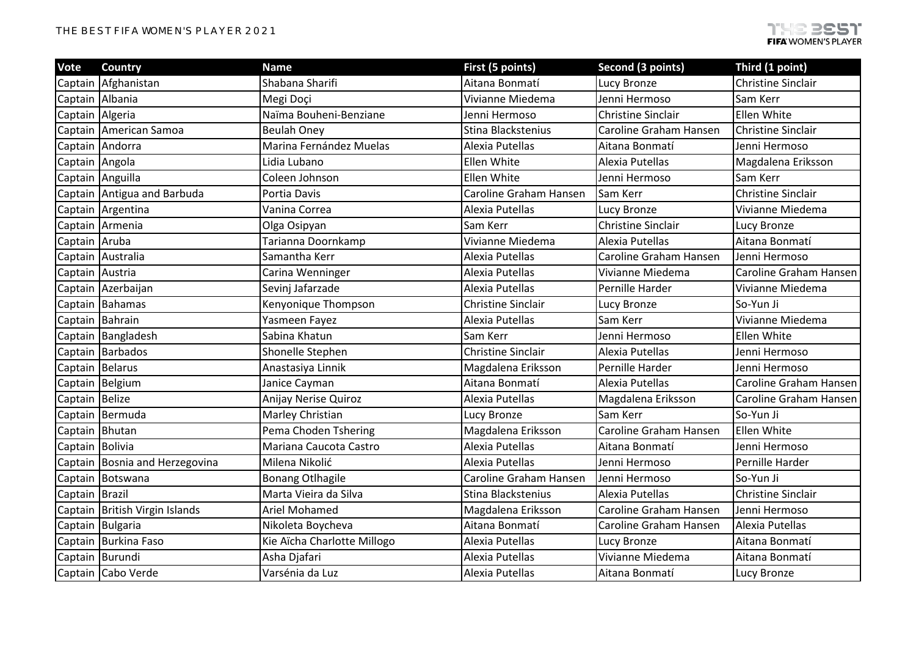# THE BEST FIFA WOMEN'S PLAYER 2021

| Vote | Country | Name | First (5 points) | Second (3 points) | Third (1 point) |
|---|---|---|---|---|---|
| Captain | Afghanistan | Shabana Sharifi | Aitana Bonmatí | Lucy Bronze | Christine Sinclair |
| Captain | Albania | Megi Doçi | Vivianne Miedema | Jenni Hermoso | Sam Kerr |
| Captain | Algeria | Naïma Bouheni-Benziane | Jenni Hermoso | Christine Sinclair | Ellen White |
| Captain | American Samoa | Beulah Oney | Stina Blackstenius | Caroline Graham Hansen | Christine Sinclair |
| Captain | Andorra | Marina Fernández Muelas | Alexia Putellas | Aitana Bonmatí | Jenni Hermoso |
| Captain | Angola | Lidia Lubano | Ellen White | Alexia Putellas | Magdalena Eriksson |
| Captain | Anguilla | Coleen Johnson | Ellen White | Jenni Hermoso | Sam Kerr |
| Captain | Antigua and Barbuda | Portia Davis | Caroline Graham Hansen | Sam Kerr | Christine Sinclair |
| Captain | Argentina | Vanina Correa | Alexia Putellas | Lucy Bronze | Vivianne Miedema |
| Captain | Armenia | Olga Osipyan | Sam Kerr | Christine Sinclair | Lucy Bronze |
| Captain | Aruba | Tarianna Doornkamp | Vivianne Miedema | Alexia Putellas | Aitana Bonmatí |
| Captain | Australia | Samantha Kerr | Alexia Putellas | Caroline Graham Hansen | Jenni Hermoso |
| Captain | Austria | Carina Wenninger | Alexia Putellas | Vivianne Miedema | Caroline Graham Hansen |
| Captain | Azerbaijan | Sevinj Jafarzade | Alexia Putellas | Pernille Harder | Vivianne Miedema |
| Captain | Bahamas | Kenyonique Thompson | Christine Sinclair | Lucy Bronze | So-Yun Ji |
| Captain | Bahrain | Yasmeen Fayez | Alexia Putellas | Sam Kerr | Vivianne Miedema |
| Captain | Bangladesh | Sabina Khatun | Sam Kerr | Jenni Hermoso | Ellen White |
| Captain | Barbados | Shonelle Stephen | Christine Sinclair | Alexia Putellas | Jenni Hermoso |
| Captain | Belarus | Anastasiya Linnik | Magdalena Eriksson | Pernille Harder | Jenni Hermoso |
| Captain | Belgium | Janice Cayman | Aitana Bonmatí | Alexia Putellas | Caroline Graham Hansen |
| Captain | Belize | Anijay Nerise Quiroz | Alexia Putellas | Magdalena Eriksson | Caroline Graham Hansen |
| Captain | Bermuda | Marley Christian | Lucy Bronze | Sam Kerr | So-Yun Ji |
| Captain | Bhutan | Pema Choden Tshering | Magdalena Eriksson | Caroline Graham Hansen | Ellen White |
| Captain | Bolivia | Mariana Caucota Castro | Alexia Putellas | Aitana Bonmatí | Jenni Hermoso |
| Captain | Bosnia and Herzegovina | Milena Nikolić | Alexia Putellas | Jenni Hermoso | Pernille Harder |
| Captain | Botswana | Bonang Otlhagile | Caroline Graham Hansen | Jenni Hermoso | So-Yun Ji |
| Captain | Brazil | Marta Vieira da Silva | Stina Blackstenius | Alexia Putellas | Christine Sinclair |
| Captain | British Virgin Islands | Ariel Mohamed | Magdalena Eriksson | Caroline Graham Hansen | Jenni Hermoso |
| Captain | Bulgaria | Nikoleta Boycheva | Aitana Bonmatí | Caroline Graham Hansen | Alexia Putellas |
| Captain | Burkina Faso | Kie Aïcha Charlotte Millogo | Alexia Putellas | Lucy Bronze | Aitana Bonmatí |
| Captain | Burundi | Asha Djafari | Alexia Putellas | Vivianne Miedema | Aitana Bonmatí |
| Captain | Cabo Verde | Varsénia da Luz | Alexia Putellas | Aitana Bonmatí | Lucy Bronze |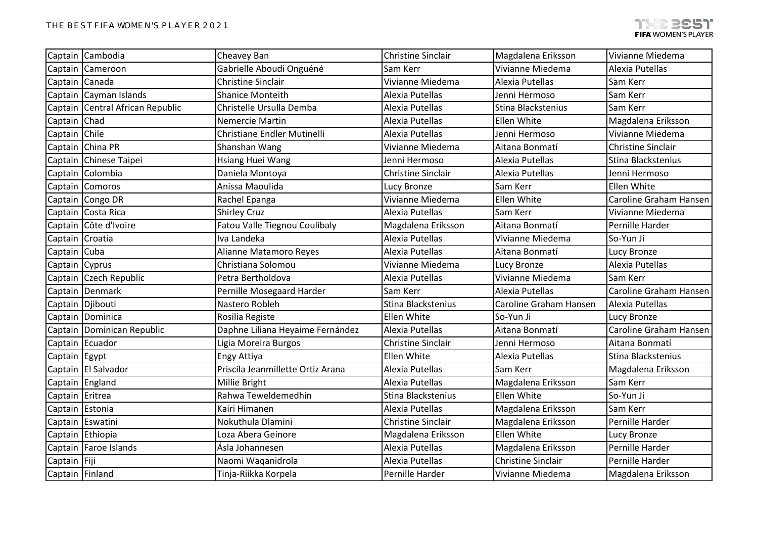| | | | | | |
|---|---|---|---|---|---|
| Captain | Cambodia | Cheavey Ban | Christine Sinclair | Magdalena Eriksson | Vivianne Miedema |
| Captain | Cameroon | Gabrielle Aboudi Onguéné | Sam Kerr | Vivianne Miedema | Alexia Putellas |
| Captain | Canada | Christine Sinclair | Vivianne Miedema | Alexia Putellas | Sam Kerr |
| Captain | Cayman Islands | Shanice Monteith | Alexia Putellas | Jenni Hermoso | Sam Kerr |
| Captain | Central African Republic | Christelle Ursulla Demba | Alexia Putellas | Stina Blackstenius | Sam Kerr |
| Captain | Chad | Nemercie Martin | Alexia Putellas | Ellen White | Magdalena Eriksson |
| Captain | Chile | Christiane Endler Mutinelli | Alexia Putellas | Jenni Hermoso | Vivianne Miedema |
| Captain | China PR | Shanshan Wang | Vivianne Miedema | Aitana Bonmatí | Christine Sinclair |
| Captain | Chinese Taipei | Hsiang Huei Wang | Jenni Hermoso | Alexia Putellas | Stina Blackstenius |
| Captain | Colombia | Daniela Montoya | Christine Sinclair | Alexia Putellas | Jenni Hermoso |
| Captain | Comoros | Anissa Maoulida | Lucy Bronze | Sam Kerr | Ellen White |
| Captain | Congo DR | Rachel Epanga | Vivianne Miedema | Ellen White | Caroline Graham Hansen |
| Captain | Costa Rica | Shirley Cruz | Alexia Putellas | Sam Kerr | Vivianne Miedema |
| Captain | Côte d'Ivoire | Fatou Valle Tiegnou Coulibaly | Magdalena Eriksson | Aitana Bonmatí | Pernille Harder |
| Captain | Croatia | Iva Landeka | Alexia Putellas | Vivianne Miedema | So-Yun Ji |
| Captain | Cuba | Alianne Matamoro Reyes | Alexia Putellas | Aitana Bonmatí | Lucy Bronze |
| Captain | Cyprus | Christiana Solomou | Vivianne Miedema | Lucy Bronze | Alexia Putellas |
| Captain | Czech Republic | Petra Bertholdova | Alexia Putellas | Vivianne Miedema | Sam Kerr |
| Captain | Denmark | Pernille Mosegaard Harder | Sam Kerr | Alexia Putellas | Caroline Graham Hansen |
| Captain | Djibouti | Nastero Robleh | Stina Blackstenius | Caroline Graham Hansen | Alexia Putellas |
| Captain | Dominica | Rosilia Registe | Ellen White | So-Yun Ji | Lucy Bronze |
| Captain | Dominican Republic | Daphne Liliana Heyaime Fernández | Alexia Putellas | Aitana Bonmatí | Caroline Graham Hansen |
| Captain | Ecuador | Ligia Moreira Burgos | Christine Sinclair | Jenni Hermoso | Aitana Bonmatí |
| Captain | Egypt | Engy Attiya | Ellen White | Alexia Putellas | Stina Blackstenius |
| Captain | El Salvador | Priscila Jeanmillette Ortiz Arana | Alexia Putellas | Sam Kerr | Magdalena Eriksson |
| Captain | England | Millie Bright | Alexia Putellas | Magdalena Eriksson | Sam Kerr |
| Captain | Eritrea | Rahwa Teweldemedhin | Stina Blackstenius | Ellen White | So-Yun Ji |
| Captain | Estonia | Kairi Himanen | Alexia Putellas | Magdalena Eriksson | Sam Kerr |
| Captain | Eswatini | Nokuthula Dlamini | Christine Sinclair | Magdalena Eriksson | Pernille Harder |
| Captain | Ethiopia | Loza Abera Geinore | Magdalena Eriksson | Ellen White | Lucy Bronze |
| Captain | Faroe Islands | Ásla Johannesen | Alexia Putellas | Magdalena Eriksson | Pernille Harder |
| Captain | Fiji | Naomi Waqanidrola | Alexia Putellas | Christine Sinclair | Pernille Harder |
| Captain | Finland | Tinja-Riikka Korpela | Pernille Harder | Vivianne Miedema | Magdalena Eriksson |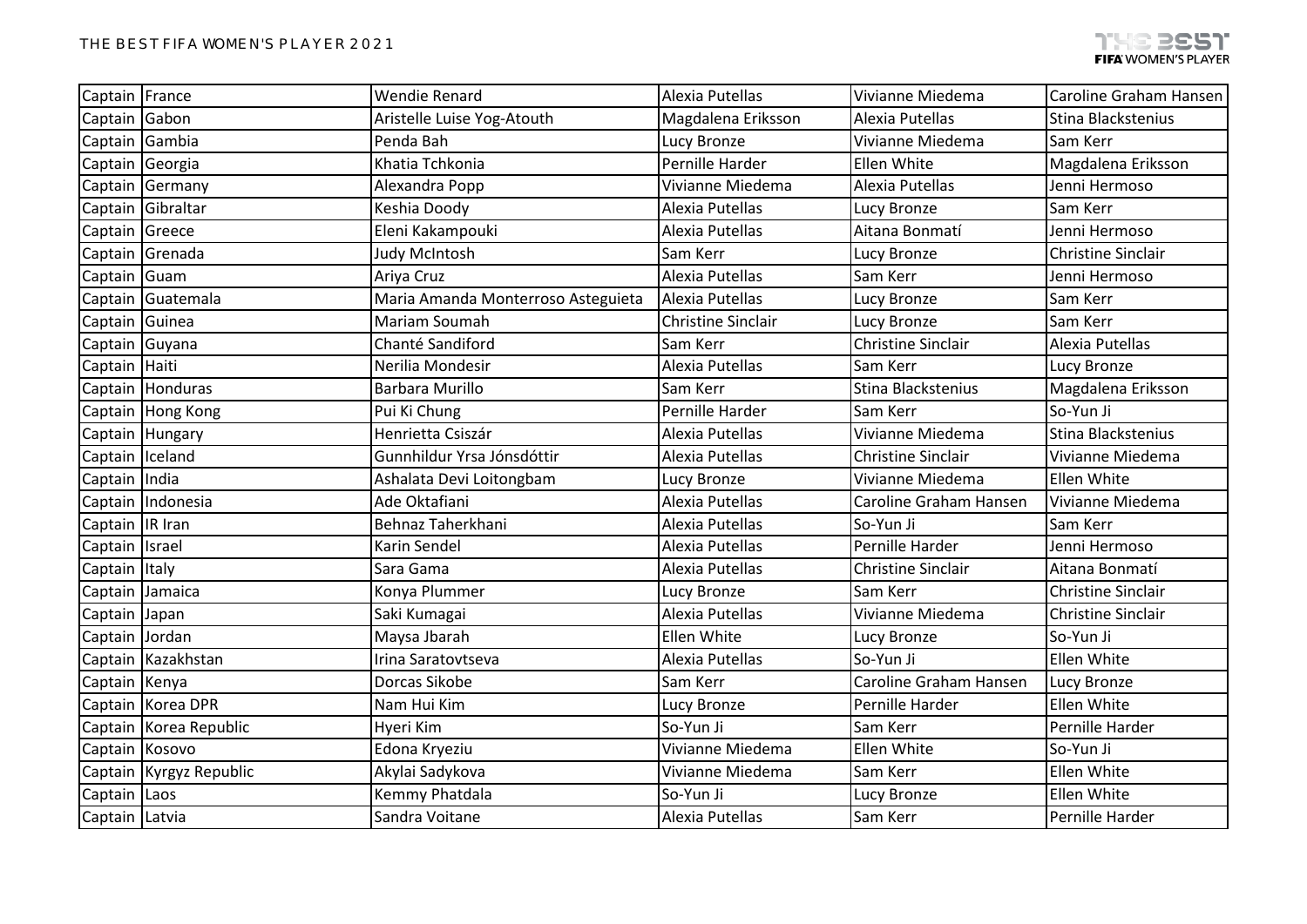| | | | | | |
|---|---|---|---|---|---|
| Captain | France | Wendie Renard | Alexia Putellas | Vivianne Miedema | Caroline Graham Hansen |
| Captain | Gabon | Aristelle Luise Yog-Atouth | Magdalena Eriksson | Alexia Putellas | Stina Blackstenius |
| Captain | Gambia | Penda Bah | Lucy Bronze | Vivianne Miedema | Sam Kerr |
| Captain | Georgia | Khatia Tchkonia | Pernille Harder | Ellen White | Magdalena Eriksson |
| Captain | Germany | Alexandra Popp | Vivianne Miedema | Alexia Putellas | Jenni Hermoso |
| Captain | Gibraltar | Keshia Doody | Alexia Putellas | Lucy Bronze | Sam Kerr |
| Captain | Greece | Eleni Kakampouki | Alexia Putellas | Aitana Bonmatí | Jenni Hermoso |
| Captain | Grenada | Judy McIntosh | Sam Kerr | Lucy Bronze | Christine Sinclair |
| Captain | Guam | Ariya Cruz | Alexia Putellas | Sam Kerr | Jenni Hermoso |
| Captain | Guatemala | Maria Amanda Monterroso Asteguieta | Alexia Putellas | Lucy Bronze | Sam Kerr |
| Captain | Guinea | Mariam Soumah | Christine Sinclair | Lucy Bronze | Sam Kerr |
| Captain | Guyana | Chanté Sandiford | Sam Kerr | Christine Sinclair | Alexia Putellas |
| Captain | Haiti | Nerilia Mondesir | Alexia Putellas | Sam Kerr | Lucy Bronze |
| Captain | Honduras | Barbara Murillo | Sam Kerr | Stina Blackstenius | Magdalena Eriksson |
| Captain | Hong Kong | Pui Ki Chung | Pernille Harder | Sam Kerr | So-Yun Ji |
| Captain | Hungary | Henrietta Csiszár | Alexia Putellas | Vivianne Miedema | Stina Blackstenius |
| Captain | Iceland | Gunnhildur Yrsa Jónsdóttir | Alexia Putellas | Christine Sinclair | Vivianne Miedema |
| Captain | India | Ashalata Devi Loitongbam | Lucy Bronze | Vivianne Miedema | Ellen White |
| Captain | Indonesia | Ade Oktafiani | Alexia Putellas | Caroline Graham Hansen | Vivianne Miedema |
| Captain | IR Iran | Behnaz Taherkhani | Alexia Putellas | So-Yun Ji | Sam Kerr |
| Captain | Israel | Karin Sendel | Alexia Putellas | Pernille Harder | Jenni Hermoso |
| Captain | Italy | Sara Gama | Alexia Putellas | Christine Sinclair | Aitana Bonmatí |
| Captain | Jamaica | Konya Plummer | Lucy Bronze | Sam Kerr | Christine Sinclair |
| Captain | Japan | Saki Kumagai | Alexia Putellas | Vivianne Miedema | Christine Sinclair |
| Captain | Jordan | Maysa Jbarah | Ellen White | Lucy Bronze | So-Yun Ji |
| Captain | Kazakhstan | Irina Saratovtseva | Alexia Putellas | So-Yun Ji | Ellen White |
| Captain | Kenya | Dorcas Sikobe | Sam Kerr | Caroline Graham Hansen | Lucy Bronze |
| Captain | Korea DPR | Nam Hui Kim | Lucy Bronze | Pernille Harder | Ellen White |
| Captain | Korea Republic | Hyeri Kim | So-Yun Ji | Sam Kerr | Pernille Harder |
| Captain | Kosovo | Edona Kryeziu | Vivianne Miedema | Ellen White | So-Yun Ji |
| Captain | Kyrgyz Republic | Akylai Sadykova | Vivianne Miedema | Sam Kerr | Ellen White |
| Captain | Laos | Kemmy Phatdala | So-Yun Ji | Lucy Bronze | Ellen White |
| Captain | Latvia | Sandra Voitane | Alexia Putellas | Sam Kerr | Pernille Harder |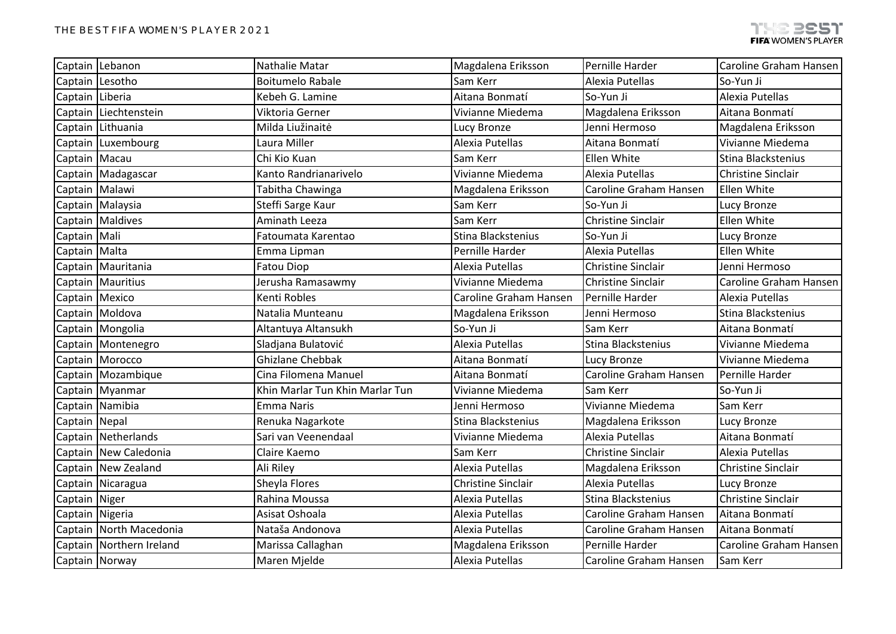| Captain | Lebanon | Nathalie Matar | Magdalena Eriksson | Pernille Harder | Caroline Graham Hansen |
|---|---|---|---|---|---|
| Captain | Lesotho | Boitumelo Rabale | Sam Kerr | Alexia Putellas | So-Yun Ji |
| Captain | Liberia | Kebeh G. Lamine | Aitana Bonmatí | So-Yun Ji | Alexia Putellas |
| Captain | Liechtenstein | Viktoria Gerner | Vivianne Miedema | Magdalena Eriksson | Aitana Bonmatí |
| Captain | Lithuania | Milda Liužinaitė | Lucy Bronze | Jenni Hermoso | Magdalena Eriksson |
| Captain | Luxembourg | Laura Miller | Alexia Putellas | Aitana Bonmatí | Vivianne Miedema |
| Captain | Macau | Chi Kio Kuan | Sam Kerr | Ellen White | Stina Blackstenius |
| Captain | Madagascar | Kanto Randrianarivelo | Vivianne Miedema | Alexia Putellas | Christine Sinclair |
| Captain | Malawi | Tabitha Chawinga | Magdalena Eriksson | Caroline Graham Hansen | Ellen White |
| Captain | Malaysia | Steffi Sarge Kaur | Sam Kerr | So-Yun Ji | Lucy Bronze |
| Captain | Maldives | Aminath Leeza | Sam Kerr | Christine Sinclair | Ellen White |
| Captain | Mali | Fatoumata Karentao | Stina Blackstenius | So-Yun Ji | Lucy Bronze |
| Captain | Malta | Emma Lipman | Pernille Harder | Alexia Putellas | Ellen White |
| Captain | Mauritania | Fatou Diop | Alexia Putellas | Christine Sinclair | Jenni Hermoso |
| Captain | Mauritius | Jerusha Ramasawmy | Vivianne Miedema | Christine Sinclair | Caroline Graham Hansen |
| Captain | Mexico | Kenti Robles | Caroline Graham Hansen | Pernille Harder | Alexia Putellas |
| Captain | Moldova | Natalia Munteanu | Magdalena Eriksson | Jenni Hermoso | Stina Blackstenius |
| Captain | Mongolia | Altantuya Altansukh | So-Yun Ji | Sam Kerr | Aitana Bonmatí |
| Captain | Montenegro | Sladjana Bulatović | Alexia Putellas | Stina Blackstenius | Vivianne Miedema |
| Captain | Morocco | Ghizlane Chebbak | Aitana Bonmatí | Lucy Bronze | Vivianne Miedema |
| Captain | Mozambique | Cina Filomena Manuel | Aitana Bonmatí | Caroline Graham Hansen | Pernille Harder |
| Captain | Myanmar | Khin Marlar Tun Khin Marlar Tun | Vivianne Miedema | Sam Kerr | So-Yun Ji |
| Captain | Namibia | Emma Naris | Jenni Hermoso | Vivianne Miedema | Sam Kerr |
| Captain | Nepal | Renuka Nagarkote | Stina Blackstenius | Magdalena Eriksson | Lucy Bronze |
| Captain | Netherlands | Sari van Veenendaal | Vivianne Miedema | Alexia Putellas | Aitana Bonmatí |
| Captain | New Caledonia | Claire Kaemo | Sam Kerr | Christine Sinclair | Alexia Putellas |
| Captain | New Zealand | Ali Riley | Alexia Putellas | Magdalena Eriksson | Christine Sinclair |
| Captain | Nicaragua | Sheyla Flores | Christine Sinclair | Alexia Putellas | Lucy Bronze |
| Captain | Niger | Rahina Moussa | Alexia Putellas | Stina Blackstenius | Christine Sinclair |
| Captain | Nigeria | Asisat Oshoala | Alexia Putellas | Caroline Graham Hansen | Aitana Bonmatí |
| Captain | North Macedonia | Nataša Andonova | Alexia Putellas | Caroline Graham Hansen | Aitana Bonmatí |
| Captain | Northern Ireland | Marissa Callaghan | Magdalena Eriksson | Pernille Harder | Caroline Graham Hansen |
| Captain | Norway | Maren Mjelde | Alexia Putellas | Caroline Graham Hansen | Sam Kerr |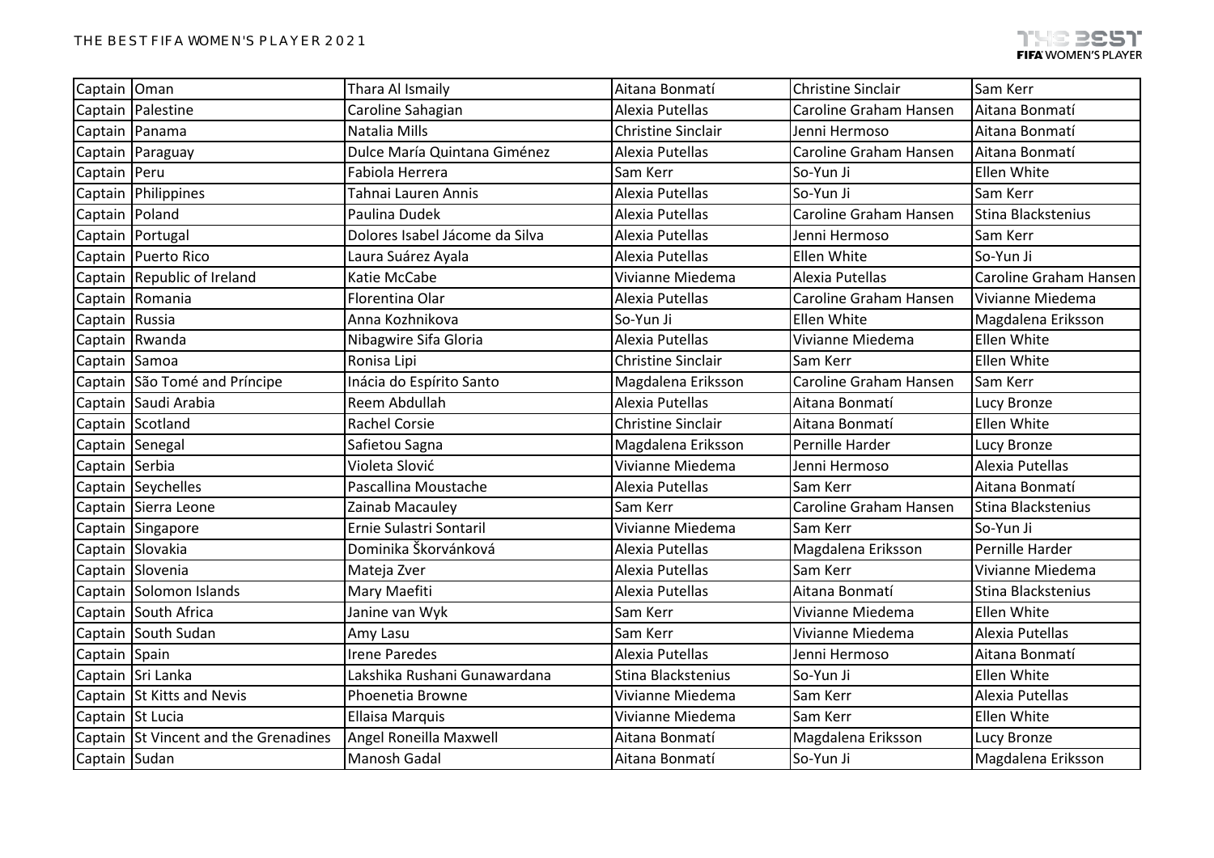| Captain | Oman | Thara Al Ismaily | Aitana Bonmatí | Christine Sinclair | Sam Kerr |
|---|---|---|---|---|---|
| Captain | Palestine | Caroline Sahagian | Alexia Putellas | Caroline Graham Hansen | Aitana Bonmatí |
| Captain | Panama | Natalia Mills | Christine Sinclair | Jenni Hermoso | Aitana Bonmatí |
| Captain | Paraguay | Dulce María Quintana Giménez | Alexia Putellas | Caroline Graham Hansen | Aitana Bonmatí |
| Captain | Peru | Fabiola Herrera | Sam Kerr | So-Yun Ji | Ellen White |
| Captain | Philippines | Tahnai Lauren Annis | Alexia Putellas | So-Yun Ji | Sam Kerr |
| Captain | Poland | Paulina Dudek | Alexia Putellas | Caroline Graham Hansen | Stina Blackstenius |
| Captain | Portugal | Dolores Isabel Jácome da Silva | Alexia Putellas | Jenni Hermoso | Sam Kerr |
| Captain | Puerto Rico | Laura Suárez Ayala | Alexia Putellas | Ellen White | So-Yun Ji |
| Captain | Republic of Ireland | Katie McCabe | Vivianne Miedema | Alexia Putellas | Caroline Graham Hansen |
| Captain | Romania | Florentina Olar | Alexia Putellas | Caroline Graham Hansen | Vivianne Miedema |
| Captain | Russia | Anna Kozhnikova | So-Yun Ji | Ellen White | Magdalena Eriksson |
| Captain | Rwanda | Nibagwire Sifa Gloria | Alexia Putellas | Vivianne Miedema | Ellen White |
| Captain | Samoa | Ronisa Lipi | Christine Sinclair | Sam Kerr | Ellen White |
| Captain | São Tomé and Príncipe | Inácia do Espírito Santo | Magdalena Eriksson | Caroline Graham Hansen | Sam Kerr |
| Captain | Saudi Arabia | Reem Abdullah | Alexia Putellas | Aitana Bonmatí | Lucy Bronze |
| Captain | Scotland | Rachel Corsie | Christine Sinclair | Aitana Bonmatí | Ellen White |
| Captain | Senegal | Safietou Sagna | Magdalena Eriksson | Pernille Harder | Lucy Bronze |
| Captain | Serbia | Violeta Slović | Vivianne Miedema | Jenni Hermoso | Alexia Putellas |
| Captain | Seychelles | Pascallina Moustache | Alexia Putellas | Sam Kerr | Aitana Bonmatí |
| Captain | Sierra Leone | Zainab Macauley | Sam Kerr | Caroline Graham Hansen | Stina Blackstenius |
| Captain | Singapore | Ernie Sulastri Sontaril | Vivianne Miedema | Sam Kerr | So-Yun Ji |
| Captain | Slovakia | Dominika Škorvánková | Alexia Putellas | Magdalena Eriksson | Pernille Harder |
| Captain | Slovenia | Mateja Zver | Alexia Putellas | Sam Kerr | Vivianne Miedema |
| Captain | Solomon Islands | Mary Maefiti | Alexia Putellas | Aitana Bonmatí | Stina Blackstenius |
| Captain | South Africa | Janine van Wyk | Sam Kerr | Vivianne Miedema | Ellen White |
| Captain | South Sudan | Amy Lasu | Sam Kerr | Vivianne Miedema | Alexia Putellas |
| Captain | Spain | Irene Paredes | Alexia Putellas | Jenni Hermoso | Aitana Bonmatí |
| Captain | Sri Lanka | Lakshika Rushani Gunawardana | Stina Blackstenius | So-Yun Ji | Ellen White |
| Captain | St Kitts and Nevis | Phoenetia Browne | Vivianne Miedema | Sam Kerr | Alexia Putellas |
| Captain | St Lucia | Ellaisa Marquis | Vivianne Miedema | Sam Kerr | Ellen White |
| Captain | St Vincent and the Grenadines | Angel Roneilla Maxwell | Aitana Bonmatí | Magdalena Eriksson | Lucy Bronze |
| Captain | Sudan | Manosh Gadal | Aitana Bonmatí | So-Yun Ji | Magdalena Eriksson |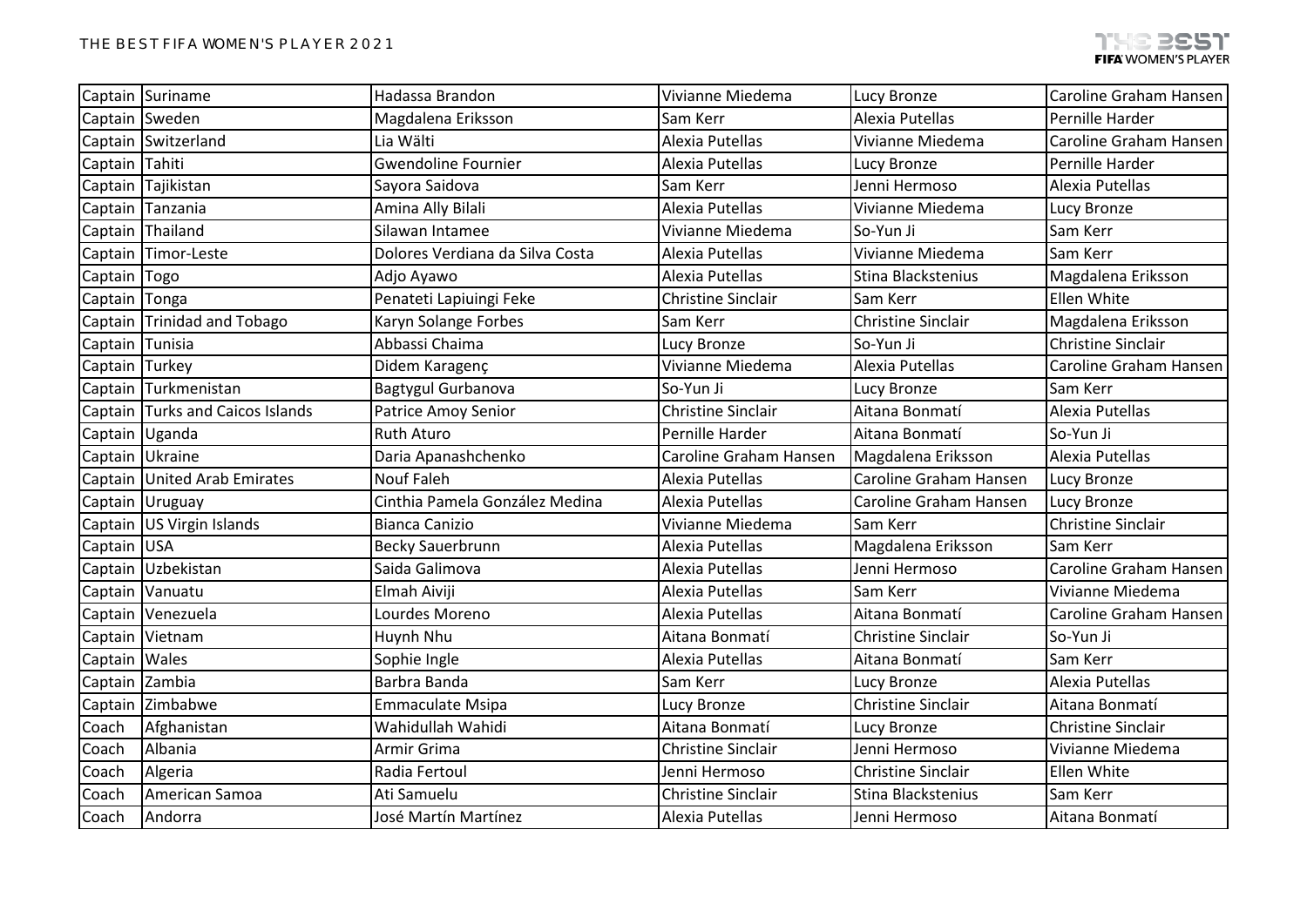| | | | | | |
|---|---|---|---|---|---|
| Captain | Suriname | Hadassa Brandon | Vivianne Miedema | Lucy Bronze | Caroline Graham Hansen |
| Captain | Sweden | Magdalena Eriksson | Sam Kerr | Alexia Putellas | Pernille Harder |
| Captain | Switzerland | Lia Wälti | Alexia Putellas | Vivianne Miedema | Caroline Graham Hansen |
| Captain | Tahiti | Gwendoline Fournier | Alexia Putellas | Lucy Bronze | Pernille Harder |
| Captain | Tajikistan | Sayora Saidova | Sam Kerr | Jenni Hermoso | Alexia Putellas |
| Captain | Tanzania | Amina Ally Bilali | Alexia Putellas | Vivianne Miedema | Lucy Bronze |
| Captain | Thailand | Silawan Intamee | Vivianne Miedema | So-Yun Ji | Sam Kerr |
| Captain | Timor-Leste | Dolores Verdiana da Silva Costa | Alexia Putellas | Vivianne Miedema | Sam Kerr |
| Captain | Togo | Adjo Ayawo | Alexia Putellas | Stina Blackstenius | Magdalena Eriksson |
| Captain | Tonga | Penateti Lapiuingi Feke | Christine Sinclair | Sam Kerr | Ellen White |
| Captain | Trinidad and Tobago | Karyn Solange Forbes | Sam Kerr | Christine Sinclair | Magdalena Eriksson |
| Captain | Tunisia | Abbassi Chaima | Lucy Bronze | So-Yun Ji | Christine Sinclair |
| Captain | Turkey | Didem Karagenç | Vivianne Miedema | Alexia Putellas | Caroline Graham Hansen |
| Captain | Turkmenistan | Bagtygul Gurbanova | So-Yun Ji | Lucy Bronze | Sam Kerr |
| Captain | Turks and Caicos Islands | Patrice Amoy Senior | Christine Sinclair | Aitana Bonmatí | Alexia Putellas |
| Captain | Uganda | Ruth Aturo | Pernille Harder | Aitana Bonmatí | So-Yun Ji |
| Captain | Ukraine | Daria Apanashchenko | Caroline Graham Hansen | Magdalena Eriksson | Alexia Putellas |
| Captain | United Arab Emirates | Nouf Faleh | Alexia Putellas | Caroline Graham Hansen | Lucy Bronze |
| Captain | Uruguay | Cinthia Pamela González Medina | Alexia Putellas | Caroline Graham Hansen | Lucy Bronze |
| Captain | US Virgin Islands | Bianca Canizio | Vivianne Miedema | Sam Kerr | Christine Sinclair |
| Captain | USA | Becky Sauerbrunn | Alexia Putellas | Magdalena Eriksson | Sam Kerr |
| Captain | Uzbekistan | Saida Galimova | Alexia Putellas | Jenni Hermoso | Caroline Graham Hansen |
| Captain | Vanuatu | Elmah Aiviji | Alexia Putellas | Sam Kerr | Vivianne Miedema |
| Captain | Venezuela | Lourdes Moreno | Alexia Putellas | Aitana Bonmatí | Caroline Graham Hansen |
| Captain | Vietnam | Huynh Nhu | Aitana Bonmatí | Christine Sinclair | So-Yun Ji |
| Captain | Wales | Sophie Ingle | Alexia Putellas | Aitana Bonmatí | Sam Kerr |
| Captain | Zambia | Barbra Banda | Sam Kerr | Lucy Bronze | Alexia Putellas |
| Captain | Zimbabwe | Emmaculate Msipa | Lucy Bronze | Christine Sinclair | Aitana Bonmatí |
| Coach | Afghanistan | Wahidullah Wahidi | Aitana Bonmatí | Lucy Bronze | Christine Sinclair |
| Coach | Albania | Armir Grima | Christine Sinclair | Jenni Hermoso | Vivianne Miedema |
| Coach | Algeria | Radia Fertoul | Jenni Hermoso | Christine Sinclair | Ellen White |
| Coach | American Samoa | Ati Samuelu | Christine Sinclair | Stina Blackstenius | Sam Kerr |
| Coach | Andorra | José Martín Martínez | Alexia Putellas | Jenni Hermoso | Aitana Bonmatí |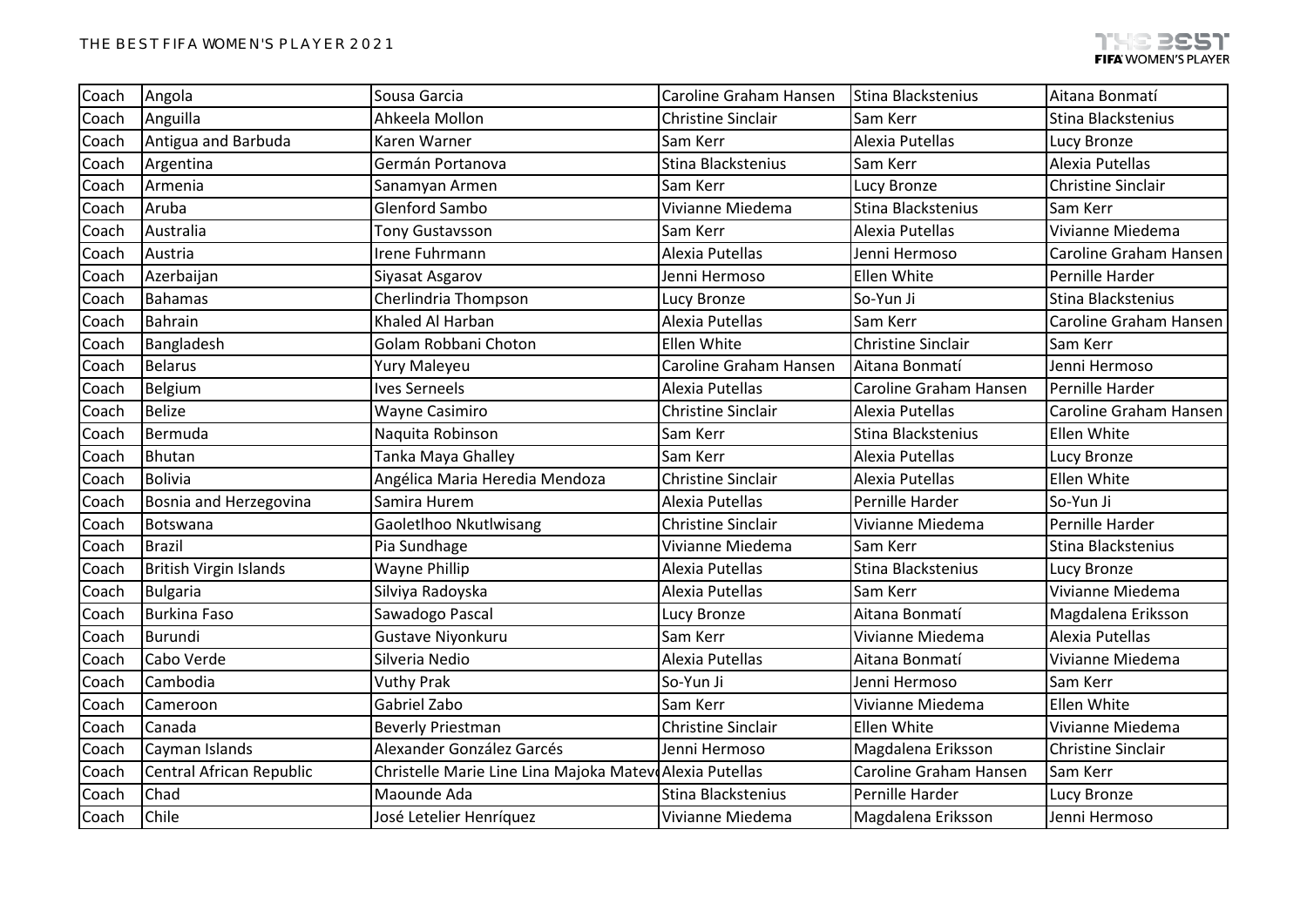| Coach | Angola | Sousa Garcia | Caroline Graham Hansen | Stina Blackstenius | Aitana Bonmatí |
|---|---|---|---|---|---|
| Coach | Anguilla | Ahkeela Mollon | Christine Sinclair | Sam Kerr | Stina Blackstenius |
| Coach | Antigua and Barbuda | Karen Warner | Sam Kerr | Alexia Putellas | Lucy Bronze |
| Coach | Argentina | Germán Portanova | Stina Blackstenius | Sam Kerr | Alexia Putellas |
| Coach | Armenia | Sanamyan Armen | Sam Kerr | Lucy Bronze | Christine Sinclair |
| Coach | Aruba | Glenford Sambo | Vivianne Miedema | Stina Blackstenius | Sam Kerr |
| Coach | Australia | Tony Gustavsson | Sam Kerr | Alexia Putellas | Vivianne Miedema |
| Coach | Austria | Irene Fuhrmann | Alexia Putellas | Jenni Hermoso | Caroline Graham Hansen |
| Coach | Azerbaijan | Siyasat Asgarov | Jenni Hermoso | Ellen White | Pernille Harder |
| Coach | Bahamas | Cherlindria Thompson | Lucy Bronze | So-Yun Ji | Stina Blackstenius |
| Coach | Bahrain | Khaled Al Harban | Alexia Putellas | Sam Kerr | Caroline Graham Hansen |
| Coach | Bangladesh | Golam Robbani Choton | Ellen White | Christine Sinclair | Sam Kerr |
| Coach | Belarus | Yury Maleyeu | Caroline Graham Hansen | Aitana Bonmatí | Jenni Hermoso |
| Coach | Belgium | Ives Serneels | Alexia Putellas | Caroline Graham Hansen | Pernille Harder |
| Coach | Belize | Wayne Casimiro | Christine Sinclair | Alexia Putellas | Caroline Graham Hansen |
| Coach | Bermuda | Naquita Robinson | Sam Kerr | Stina Blackstenius | Ellen White |
| Coach | Bhutan | Tanka Maya Ghalley | Sam Kerr | Alexia Putellas | Lucy Bronze |
| Coach | Bolivia | Angélica Maria Heredia Mendoza | Christine Sinclair | Alexia Putellas | Ellen White |
| Coach | Bosnia and Herzegovina | Samira Hurem | Alexia Putellas | Pernille Harder | So-Yun Ji |
| Coach | Botswana | Gaoletlhoo Nkutlwisang | Christine Sinclair | Vivianne Miedema | Pernille Harder |
| Coach | Brazil | Pia Sundhage | Vivianne Miedema | Sam Kerr | Stina Blackstenius |
| Coach | British Virgin Islands | Wayne Phillip | Alexia Putellas | Stina Blackstenius | Lucy Bronze |
| Coach | Bulgaria | Silviya Radoyska | Alexia Putellas | Sam Kerr | Vivianne Miedema |
| Coach | Burkina Faso | Sawadogo Pascal | Lucy Bronze | Aitana Bonmatí | Magdalena Eriksson |
| Coach | Burundi | Gustave Niyonkuru | Sam Kerr | Vivianne Miedema | Alexia Putellas |
| Coach | Cabo Verde | Silveria Nedio | Alexia Putellas | Aitana Bonmatí | Vivianne Miedema |
| Coach | Cambodia | Vuthy Prak | So-Yun Ji | Jenni Hermoso | Sam Kerr |
| Coach | Cameroon | Gabriel Zabo | Sam Kerr | Vivianne Miedema | Ellen White |
| Coach | Canada | Beverly Priestman | Christine Sinclair | Ellen White | Vivianne Miedema |
| Coach | Cayman Islands | Alexander González Garcés | Jenni Hermoso | Magdalena Eriksson | Christine Sinclair |
| Coach | Central African Republic | Christelle Marie Line Lina Majoka Matev | Alexia Putellas | Caroline Graham Hansen | Sam Kerr |
| Coach | Chad | Maounde Ada | Stina Blackstenius | Pernille Harder | Lucy Bronze |
| Coach | Chile | José Letelier Henríquez | Vivianne Miedema | Magdalena Eriksson | Jenni Hermoso |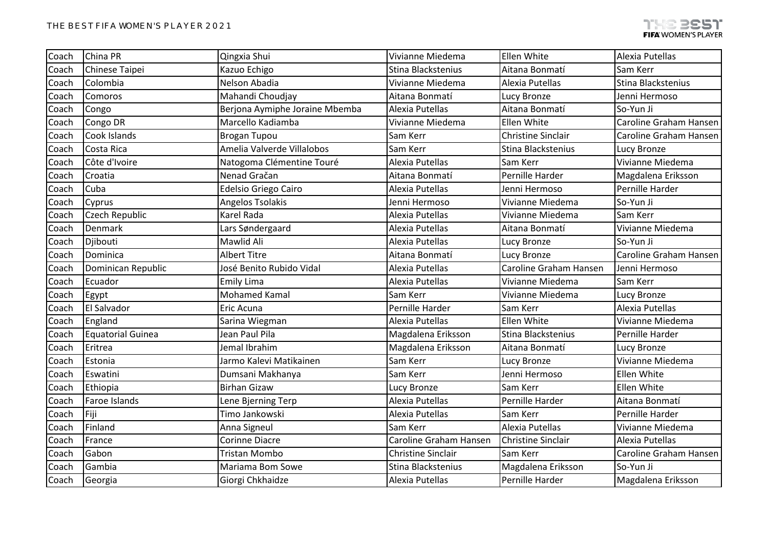| Coach | China PR | Qingxia Shui | Vivianne Miedema | Ellen White | Alexia Putellas |
|---|---|---|---|---|---|
| Coach | Chinese Taipei | Kazuo Echigo | Stina Blackstenius | Aitana Bonmatí | Sam Kerr |
| Coach | Colombia | Nelson Abadia | Vivianne Miedema | Alexia Putellas | Stina Blackstenius |
| Coach | Comoros | Mahandi Choudjay | Aitana Bonmatí | Lucy Bronze | Jenni Hermoso |
| Coach | Congo | Berjona Aymiphe Joraine Mbemba | Alexia Putellas | Aitana Bonmatí | So-Yun Ji |
| Coach | Congo DR | Marcello Kadiamba | Vivianne Miedema | Ellen White | Caroline Graham Hansen |
| Coach | Cook Islands | Brogan Tupou | Sam Kerr | Christine Sinclair | Caroline Graham Hansen |
| Coach | Costa Rica | Amelia Valverde Villalobos | Sam Kerr | Stina Blackstenius | Lucy Bronze |
| Coach | Côte d'Ivoire | Natogoma Clémentine Touré | Alexia Putellas | Sam Kerr | Vivianne Miedema |
| Coach | Croatia | Nenad Gračan | Aitana Bonmatí | Pernille Harder | Magdalena Eriksson |
| Coach | Cuba | Edelsio Griego Cairo | Alexia Putellas | Jenni Hermoso | Pernille Harder |
| Coach | Cyprus | Angelos Tsolakis | Jenni Hermoso | Vivianne Miedema | So-Yun Ji |
| Coach | Czech Republic | Karel Rada | Alexia Putellas | Vivianne Miedema | Sam Kerr |
| Coach | Denmark | Lars Søndergaard | Alexia Putellas | Aitana Bonmatí | Vivianne Miedema |
| Coach | Djibouti | Mawlid Ali | Alexia Putellas | Lucy Bronze | So-Yun Ji |
| Coach | Dominica | Albert Titre | Aitana Bonmatí | Lucy Bronze | Caroline Graham Hansen |
| Coach | Dominican Republic | José Benito Rubido Vidal | Alexia Putellas | Caroline Graham Hansen | Jenni Hermoso |
| Coach | Ecuador | Emily Lima | Alexia Putellas | Vivianne Miedema | Sam Kerr |
| Coach | Egypt | Mohamed Kamal | Sam Kerr | Vivianne Miedema | Lucy Bronze |
| Coach | El Salvador | Eric Acuna | Pernille Harder | Sam Kerr | Alexia Putellas |
| Coach | England | Sarina Wiegman | Alexia Putellas | Ellen White | Vivianne Miedema |
| Coach | Equatorial Guinea | Jean Paul Pila | Magdalena Eriksson | Stina Blackstenius | Pernille Harder |
| Coach | Eritrea | Jemal Ibrahim | Magdalena Eriksson | Aitana Bonmatí | Lucy Bronze |
| Coach | Estonia | Jarmo Kalevi Matikainen | Sam Kerr | Lucy Bronze | Vivianne Miedema |
| Coach | Eswatini | Dumsani Makhanya | Sam Kerr | Jenni Hermoso | Ellen White |
| Coach | Ethiopia | Birhan Gizaw | Lucy Bronze | Sam Kerr | Ellen White |
| Coach | Faroe Islands | Lene Bjerning Terp | Alexia Putellas | Pernille Harder | Aitana Bonmatí |
| Coach | Fiji | Timo Jankowski | Alexia Putellas | Sam Kerr | Pernille Harder |
| Coach | Finland | Anna Signeul | Sam Kerr | Alexia Putellas | Vivianne Miedema |
| Coach | France | Corinne Diacre | Caroline Graham Hansen | Christine Sinclair | Alexia Putellas |
| Coach | Gabon | Tristan Mombo | Christine Sinclair | Sam Kerr | Caroline Graham Hansen |
| Coach | Gambia | Mariama Bom Sowe | Stina Blackstenius | Magdalena Eriksson | So-Yun Ji |
| Coach | Georgia | Giorgi Chkhaidze | Alexia Putellas | Pernille Harder | Magdalena Eriksson |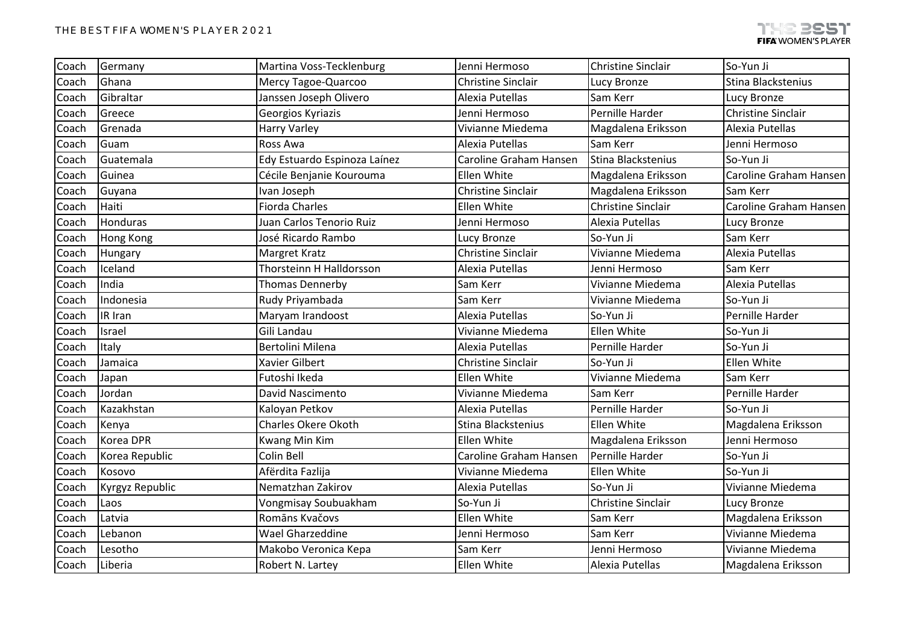| Coach | Germany | Martina Voss-Tecklenburg | Jenni Hermoso | Christine Sinclair | So-Yun Ji |
|---|---|---|---|---|---|
| Coach | Ghana | Mercy Tagoe-Quarcoo | Christine Sinclair | Lucy Bronze | Stina Blackstenius |
| Coach | Gibraltar | Janssen Joseph Olivero | Alexia Putellas | Sam Kerr | Lucy Bronze |
| Coach | Greece | Georgios Kyriazis | Jenni Hermoso | Pernille Harder | Christine Sinclair |
| Coach | Grenada | Harry Varley | Vivianne Miedema | Magdalena Eriksson | Alexia Putellas |
| Coach | Guam | Ross Awa | Alexia Putellas | Sam Kerr | Jenni Hermoso |
| Coach | Guatemala | Edy Estuardo Espinoza Laínez | Caroline Graham Hansen | Stina Blackstenius | So-Yun Ji |
| Coach | Guinea | Cécile Benjanie Kourouma | Ellen White | Magdalena Eriksson | Caroline Graham Hansen |
| Coach | Guyana | Ivan Joseph | Christine Sinclair | Magdalena Eriksson | Sam Kerr |
| Coach | Haiti | Fiorda Charles | Ellen White | Christine Sinclair | Caroline Graham Hansen |
| Coach | Honduras | Juan Carlos Tenorio Ruiz | Jenni Hermoso | Alexia Putellas | Lucy Bronze |
| Coach | Hong Kong | José Ricardo Rambo | Lucy Bronze | So-Yun Ji | Sam Kerr |
| Coach | Hungary | Margret Kratz | Christine Sinclair | Vivianne Miedema | Alexia Putellas |
| Coach | Iceland | Thorsteinn H Halldorsson | Alexia Putellas | Jenni Hermoso | Sam Kerr |
| Coach | India | Thomas Dennerby | Sam Kerr | Vivianne Miedema | Alexia Putellas |
| Coach | Indonesia | Rudy Priyambada | Sam Kerr | Vivianne Miedema | So-Yun Ji |
| Coach | IR Iran | Maryam Irandoost | Alexia Putellas | So-Yun Ji | Pernille Harder |
| Coach | Israel | Gili Landau | Vivianne Miedema | Ellen White | So-Yun Ji |
| Coach | Italy | Bertolini Milena | Alexia Putellas | Pernille Harder | So-Yun Ji |
| Coach | Jamaica | Xavier Gilbert | Christine Sinclair | So-Yun Ji | Ellen White |
| Coach | Japan | Futoshi Ikeda | Ellen White | Vivianne Miedema | Sam Kerr |
| Coach | Jordan | David Nascimento | Vivianne Miedema | Sam Kerr | Pernille Harder |
| Coach | Kazakhstan | Kaloyan Petkov | Alexia Putellas | Pernille Harder | So-Yun Ji |
| Coach | Kenya | Charles Okere Okoth | Stina Blackstenius | Ellen White | Magdalena Eriksson |
| Coach | Korea DPR | Kwang Min Kim | Ellen White | Magdalena Eriksson | Jenni Hermoso |
| Coach | Korea Republic | Colin Bell | Caroline Graham Hansen | Pernille Harder | So-Yun Ji |
| Coach | Kosovo | Afërdita Fazlija | Vivianne Miedema | Ellen White | So-Yun Ji |
| Coach | Kyrgyz Republic | Nematzhan Zakirov | Alexia Putellas | So-Yun Ji | Vivianne Miedema |
| Coach | Laos | Vongmisay Soubuakham | So-Yun Ji | Christine Sinclair | Lucy Bronze |
| Coach | Latvia | Romāns Kvačovs | Ellen White | Sam Kerr | Magdalena Eriksson |
| Coach | Lebanon | Wael Gharzeddine | Jenni Hermoso | Sam Kerr | Vivianne Miedema |
| Coach | Lesotho | Makobo Veronica Kepa | Sam Kerr | Jenni Hermoso | Vivianne Miedema |
| Coach | Liberia | Robert N. Lartey | Ellen White | Alexia Putellas | Magdalena Eriksson |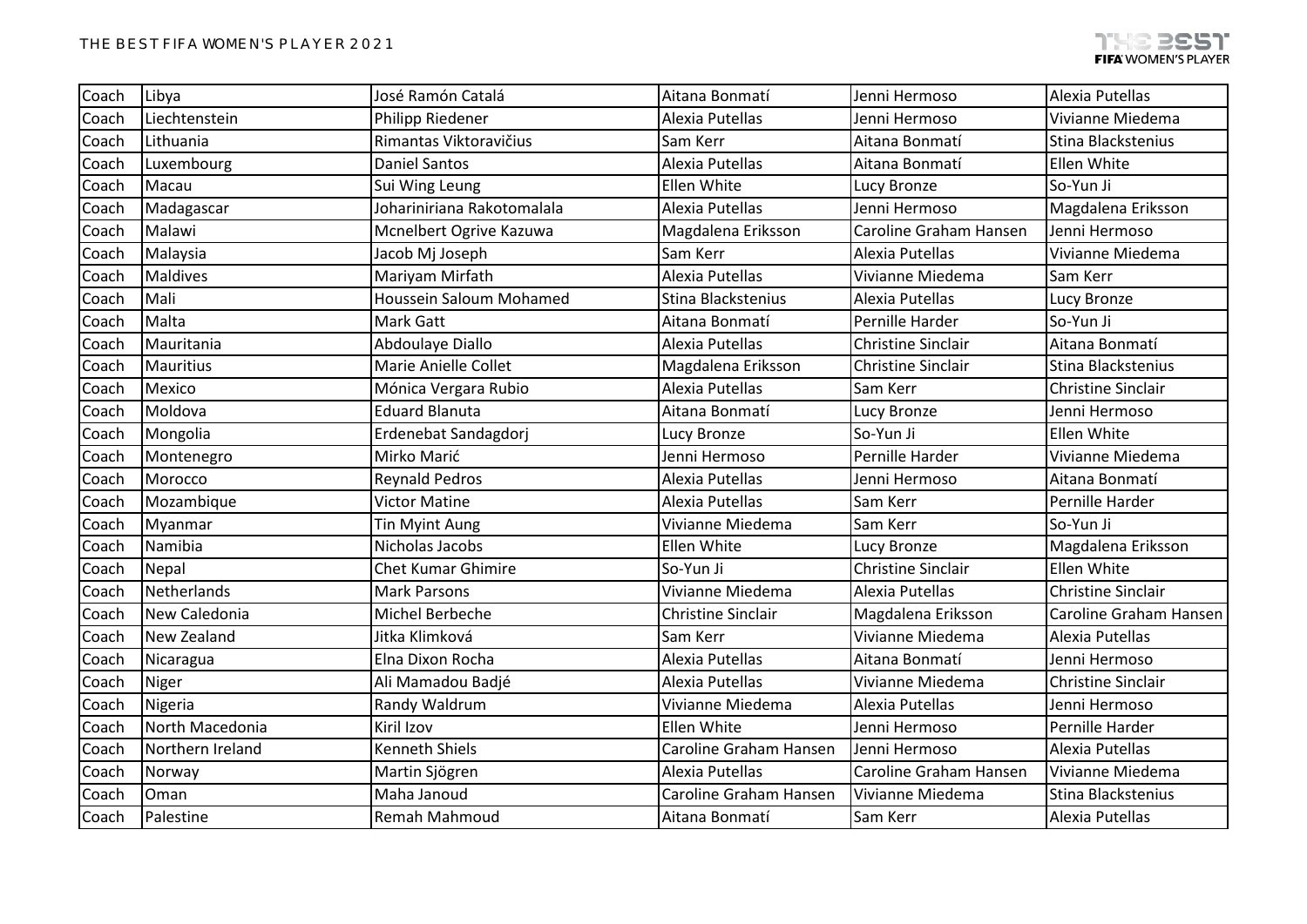| Coach | Libya | José Ramón Catalá | Aitana Bonmatí | Jenni Hermoso | Alexia Putellas |
|---|---|---|---|---|---|
| Coach | Liechtenstein | Philipp Riedener | Alexia Putellas | Jenni Hermoso | Vivianne Miedema |
| Coach | Lithuania | Rimantas Viktoravičius | Sam Kerr | Aitana Bonmatí | Stina Blackstenius |
| Coach | Luxembourg | Daniel Santos | Alexia Putellas | Aitana Bonmatí | Ellen White |
| Coach | Macau | Sui Wing Leung | Ellen White | Lucy Bronze | So-Yun Ji |
| Coach | Madagascar | Johariniriana Rakotomalala | Alexia Putellas | Jenni Hermoso | Magdalena Eriksson |
| Coach | Malawi | Mcnelbert Ogrive Kazuwa | Magdalena Eriksson | Caroline Graham Hansen | Jenni Hermoso |
| Coach | Malaysia | Jacob Mj Joseph | Sam Kerr | Alexia Putellas | Vivianne Miedema |
| Coach | Maldives | Mariyam Mirfath | Alexia Putellas | Vivianne Miedema | Sam Kerr |
| Coach | Mali | Houssein Saloum Mohamed | Stina Blackstenius | Alexia Putellas | Lucy Bronze |
| Coach | Malta | Mark Gatt | Aitana Bonmatí | Pernille Harder | So-Yun Ji |
| Coach | Mauritania | Abdoulaye Diallo | Alexia Putellas | Christine Sinclair | Aitana Bonmatí |
| Coach | Mauritius | Marie Anielle Collet | Magdalena Eriksson | Christine Sinclair | Stina Blackstenius |
| Coach | Mexico | Mónica Vergara Rubio | Alexia Putellas | Sam Kerr | Christine Sinclair |
| Coach | Moldova | Eduard Blanuta | Aitana Bonmatí | Lucy Bronze | Jenni Hermoso |
| Coach | Mongolia | Erdenebat Sandagdorj | Lucy Bronze | So-Yun Ji | Ellen White |
| Coach | Montenegro | Mirko Marić | Jenni Hermoso | Pernille Harder | Vivianne Miedema |
| Coach | Morocco | Reynald Pedros | Alexia Putellas | Jenni Hermoso | Aitana Bonmatí |
| Coach | Mozambique | Victor Matine | Alexia Putellas | Sam Kerr | Pernille Harder |
| Coach | Myanmar | Tin Myint Aung | Vivianne Miedema | Sam Kerr | So-Yun Ji |
| Coach | Namibia | Nicholas Jacobs | Ellen White | Lucy Bronze | Magdalena Eriksson |
| Coach | Nepal | Chet Kumar Ghimire | So-Yun Ji | Christine Sinclair | Ellen White |
| Coach | Netherlands | Mark Parsons | Vivianne Miedema | Alexia Putellas | Christine Sinclair |
| Coach | New Caledonia | Michel Berbeche | Christine Sinclair | Magdalena Eriksson | Caroline Graham Hansen |
| Coach | New Zealand | Jitka Klimková | Sam Kerr | Vivianne Miedema | Alexia Putellas |
| Coach | Nicaragua | Elna Dixon Rocha | Alexia Putellas | Aitana Bonmatí | Jenni Hermoso |
| Coach | Niger | Ali Mamadou Badjé | Alexia Putellas | Vivianne Miedema | Christine Sinclair |
| Coach | Nigeria | Randy Waldrum | Vivianne Miedema | Alexia Putellas | Jenni Hermoso |
| Coach | North Macedonia | Kiril Izov | Ellen White | Jenni Hermoso | Pernille Harder |
| Coach | Northern Ireland | Kenneth Shiels | Caroline Graham Hansen | Jenni Hermoso | Alexia Putellas |
| Coach | Norway | Martin Sjögren | Alexia Putellas | Caroline Graham Hansen | Vivianne Miedema |
| Coach | Oman | Maha Janoud | Caroline Graham Hansen | Vivianne Miedema | Stina Blackstenius |
| Coach | Palestine | Remah Mahmoud | Aitana Bonmatí | Sam Kerr | Alexia Putellas |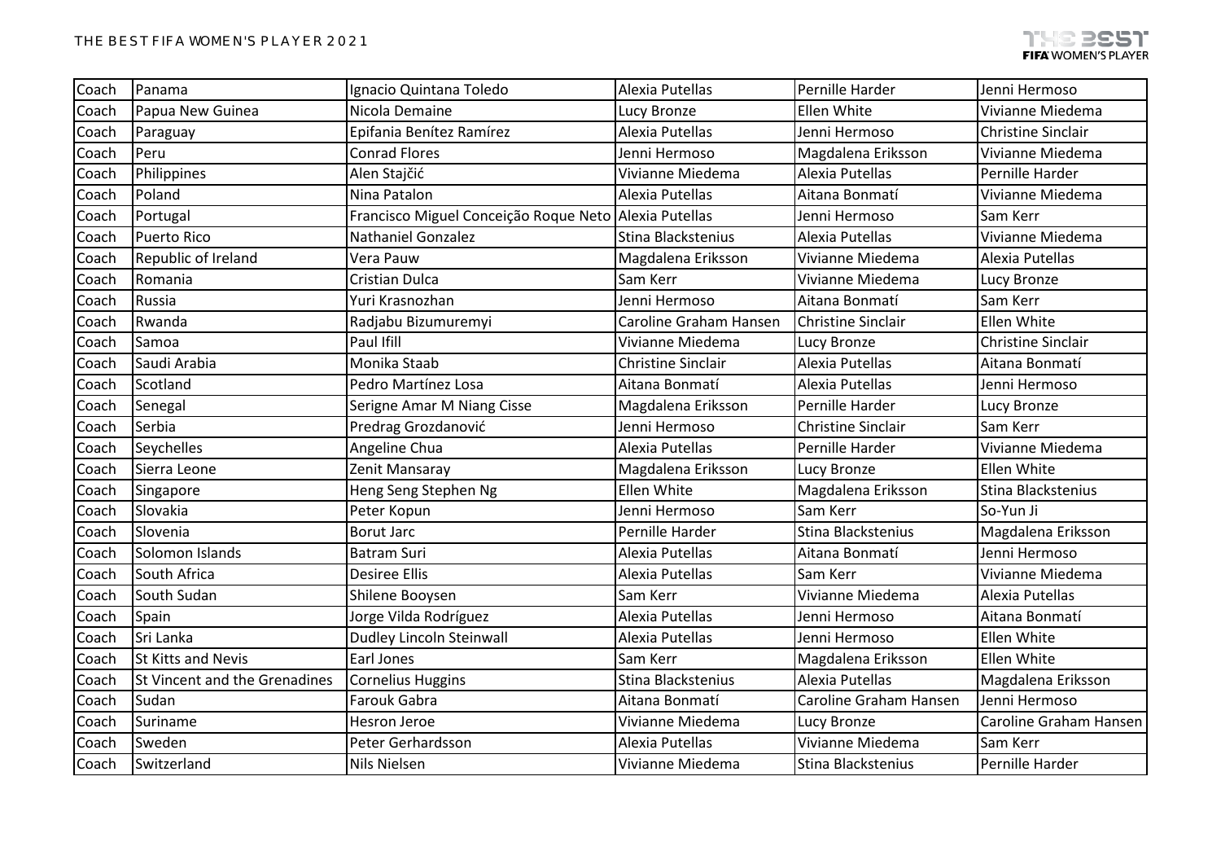| Coach | Panama | Ignacio Quintana Toledo | Alexia Putellas | Pernille Harder | Jenni Hermoso |
|---|---|---|---|---|---|
| Coach | Papua New Guinea | Nicola Demaine | Lucy Bronze | Ellen White | Vivianne Miedema |
| Coach | Paraguay | Epifania Benítez Ramírez | Alexia Putellas | Jenni Hermoso | Christine Sinclair |
| Coach | Peru | Conrad Flores | Jenni Hermoso | Magdalena Eriksson | Vivianne Miedema |
| Coach | Philippines | Alen Stajčić | Vivianne Miedema | Alexia Putellas | Pernille Harder |
| Coach | Poland | Nina Patalon | Alexia Putellas | Aitana Bonmatí | Vivianne Miedema |
| Coach | Portugal | Francisco Miguel Conceição Roque Neto | Alexia Putellas | Jenni Hermoso | Sam Kerr |
| Coach | Puerto Rico | Nathaniel Gonzalez | Stina Blackstenius | Alexia Putellas | Vivianne Miedema |
| Coach | Republic of Ireland | Vera Pauw | Magdalena Eriksson | Vivianne Miedema | Alexia Putellas |
| Coach | Romania | Cristian Dulca | Sam Kerr | Vivianne Miedema | Lucy Bronze |
| Coach | Russia | Yuri Krasnozhan | Jenni Hermoso | Aitana Bonmatí | Sam Kerr |
| Coach | Rwanda | Radjabu Bizumuremyi | Caroline Graham Hansen | Christine Sinclair | Ellen White |
| Coach | Samoa | Paul Ifill | Vivianne Miedema | Lucy Bronze | Christine Sinclair |
| Coach | Saudi Arabia | Monika Staab | Christine Sinclair | Alexia Putellas | Aitana Bonmatí |
| Coach | Scotland | Pedro Martínez Losa | Aitana Bonmatí | Alexia Putellas | Jenni Hermoso |
| Coach | Senegal | Serigne Amar M Niang Cisse | Magdalena Eriksson | Pernille Harder | Lucy Bronze |
| Coach | Serbia | Predrag Grozdanović | Jenni Hermoso | Christine Sinclair | Sam Kerr |
| Coach | Seychelles | Angeline Chua | Alexia Putellas | Pernille Harder | Vivianne Miedema |
| Coach | Sierra Leone | Zenit Mansaray | Magdalena Eriksson | Lucy Bronze | Ellen White |
| Coach | Singapore | Heng Seng Stephen Ng | Ellen White | Magdalena Eriksson | Stina Blackstenius |
| Coach | Slovakia | Peter Kopun | Jenni Hermoso | Sam Kerr | So-Yun Ji |
| Coach | Slovenia | Borut Jarc | Pernille Harder | Stina Blackstenius | Magdalena Eriksson |
| Coach | Solomon Islands | Batram Suri | Alexia Putellas | Aitana Bonmatí | Jenni Hermoso |
| Coach | South Africa | Desiree Ellis | Alexia Putellas | Sam Kerr | Vivianne Miedema |
| Coach | South Sudan | Shilene Booysen | Sam Kerr | Vivianne Miedema | Alexia Putellas |
| Coach | Spain | Jorge Vilda Rodríguez | Alexia Putellas | Jenni Hermoso | Aitana Bonmatí |
| Coach | Sri Lanka | Dudley Lincoln Steinwall | Alexia Putellas | Jenni Hermoso | Ellen White |
| Coach | St Kitts and Nevis | Earl Jones | Sam Kerr | Magdalena Eriksson | Ellen White |
| Coach | St Vincent and the Grenadines | Cornelius Huggins | Stina Blackstenius | Alexia Putellas | Magdalena Eriksson |
| Coach | Sudan | Farouk Gabra | Aitana Bonmatí | Caroline Graham Hansen | Jenni Hermoso |
| Coach | Suriname | Hesron Jeroe | Vivianne Miedema | Lucy Bronze | Caroline Graham Hansen |
| Coach | Sweden | Peter Gerhardsson | Alexia Putellas | Vivianne Miedema | Sam Kerr |
| Coach | Switzerland | Nils Nielsen | Vivianne Miedema | Stina Blackstenius | Pernille Harder |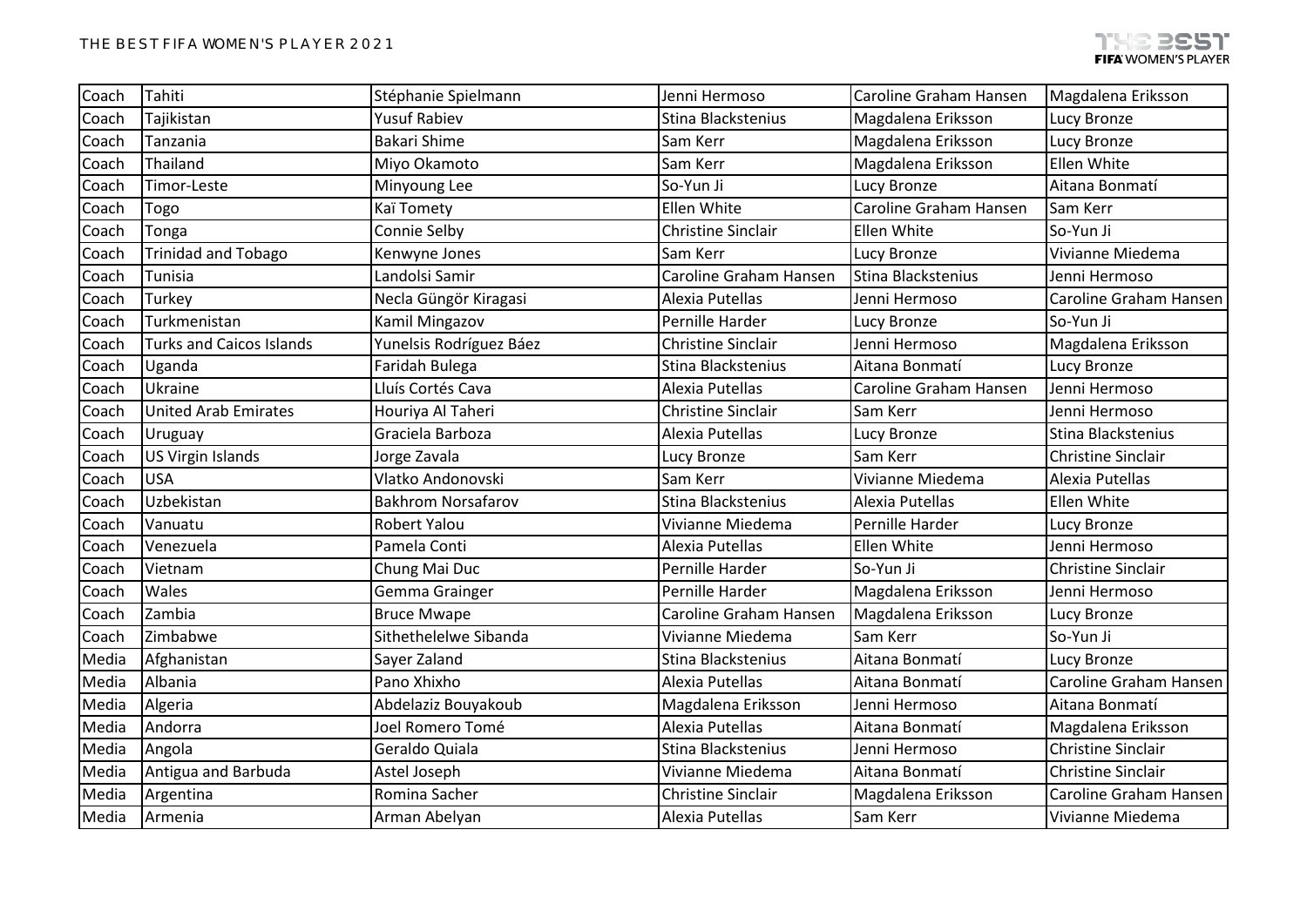| Coach | Tahiti | Stéphanie Spielmann | Jenni Hermoso | Caroline Graham Hansen | Magdalena Eriksson |
|---|---|---|---|---|---|
| Coach | Tajikistan | Yusuf Rabiev | Stina Blackstenius | Magdalena Eriksson | Lucy Bronze |
| Coach | Tanzania | Bakari Shime | Sam Kerr | Magdalena Eriksson | Lucy Bronze |
| Coach | Thailand | Miyo Okamoto | Sam Kerr | Magdalena Eriksson | Ellen White |
| Coach | Timor-Leste | Minyoung Lee | So-Yun Ji | Lucy Bronze | Aitana Bonmatí |
| Coach | Togo | Kaï Tomety | Ellen White | Caroline Graham Hansen | Sam Kerr |
| Coach | Tonga | Connie Selby | Christine Sinclair | Ellen White | So-Yun Ji |
| Coach | Trinidad and Tobago | Kenwyne Jones | Sam Kerr | Lucy Bronze | Vivianne Miedema |
| Coach | Tunisia | Landolsi Samir | Caroline Graham Hansen | Stina Blackstenius | Jenni Hermoso |
| Coach | Turkey | Necla Güngör Kiragasi | Alexia Putellas | Jenni Hermoso | Caroline Graham Hansen |
| Coach | Turkmenistan | Kamil Mingazov | Pernille Harder | Lucy Bronze | So-Yun Ji |
| Coach | Turks and Caicos Islands | Yunelsis Rodríguez Báez | Christine Sinclair | Jenni Hermoso | Magdalena Eriksson |
| Coach | Uganda | Faridah Bulega | Stina Blackstenius | Aitana Bonmatí | Lucy Bronze |
| Coach | Ukraine | Lluís Cortés Cava | Alexia Putellas | Caroline Graham Hansen | Jenni Hermoso |
| Coach | United Arab Emirates | Houriya Al Taheri | Christine Sinclair | Sam Kerr | Jenni Hermoso |
| Coach | Uruguay | Graciela Barboza | Alexia Putellas | Lucy Bronze | Stina Blackstenius |
| Coach | US Virgin Islands | Jorge Zavala | Lucy Bronze | Sam Kerr | Christine Sinclair |
| Coach | USA | Vlatko Andonovski | Sam Kerr | Vivianne Miedema | Alexia Putellas |
| Coach | Uzbekistan | Bakhrom Norsafarov | Stina Blackstenius | Alexia Putellas | Ellen White |
| Coach | Vanuatu | Robert Yalou | Vivianne Miedema | Pernille Harder | Lucy Bronze |
| Coach | Venezuela | Pamela Conti | Alexia Putellas | Ellen White | Jenni Hermoso |
| Coach | Vietnam | Chung Mai Duc | Pernille Harder | So-Yun Ji | Christine Sinclair |
| Coach | Wales | Gemma Grainger | Pernille Harder | Magdalena Eriksson | Jenni Hermoso |
| Coach | Zambia | Bruce Mwape | Caroline Graham Hansen | Magdalena Eriksson | Lucy Bronze |
| Coach | Zimbabwe | Sithethelelwe Sibanda | Vivianne Miedema | Sam Kerr | So-Yun Ji |
| Media | Afghanistan | Sayer Zaland | Stina Blackstenius | Aitana Bonmatí | Lucy Bronze |
| Media | Albania | Pano Xhixho | Alexia Putellas | Aitana Bonmatí | Caroline Graham Hansen |
| Media | Algeria | Abdelaziz Bouyakoub | Magdalena Eriksson | Jenni Hermoso | Aitana Bonmatí |
| Media | Andorra | Joel Romero Tomé | Alexia Putellas | Aitana Bonmatí | Magdalena Eriksson |
| Media | Angola | Geraldo Quiala | Stina Blackstenius | Jenni Hermoso | Christine Sinclair |
| Media | Antigua and Barbuda | Astel Joseph | Vivianne Miedema | Aitana Bonmatí | Christine Sinclair |
| Media | Argentina | Romina Sacher | Christine Sinclair | Magdalena Eriksson | Caroline Graham Hansen |
| Media | Armenia | Arman Abelyan | Alexia Putellas | Sam Kerr | Vivianne Miedema |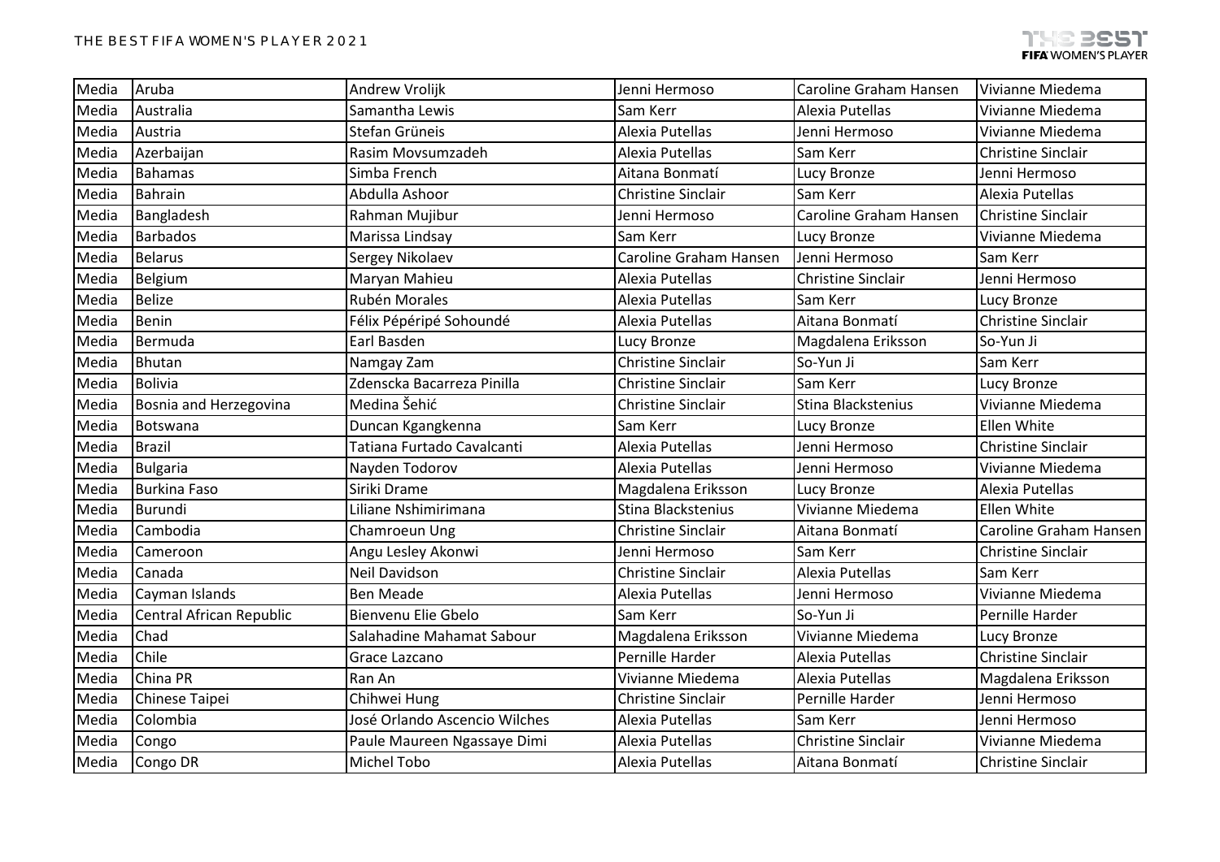| Media | Aruba | Andrew Vrolijk | Jenni Hermoso | Caroline Graham Hansen | Vivianne Miedema |
|---|---|---|---|---|---|
| Media | Australia | Samantha Lewis | Sam Kerr | Alexia Putellas | Vivianne Miedema |
| Media | Austria | Stefan Grüneis | Alexia Putellas | Jenni Hermoso | Vivianne Miedema |
| Media | Azerbaijan | Rasim Movsumzadeh | Alexia Putellas | Sam Kerr | Christine Sinclair |
| Media | Bahamas | Simba French | Aitana Bonmatí | Lucy Bronze | Jenni Hermoso |
| Media | Bahrain | Abdulla Ashoor | Christine Sinclair | Sam Kerr | Alexia Putellas |
| Media | Bangladesh | Rahman Mujibur | Jenni Hermoso | Caroline Graham Hansen | Christine Sinclair |
| Media | Barbados | Marissa Lindsay | Sam Kerr | Lucy Bronze | Vivianne Miedema |
| Media | Belarus | Sergey Nikolaev | Caroline Graham Hansen | Jenni Hermoso | Sam Kerr |
| Media | Belgium | Maryan Mahieu | Alexia Putellas | Christine Sinclair | Jenni Hermoso |
| Media | Belize | Rubén Morales | Alexia Putellas | Sam Kerr | Lucy Bronze |
| Media | Benin | Félix Pépéripé Sohoundé | Alexia Putellas | Aitana Bonmatí | Christine Sinclair |
| Media | Bermuda | Earl Basden | Lucy Bronze | Magdalena Eriksson | So-Yun Ji |
| Media | Bhutan | Namgay Zam | Christine Sinclair | So-Yun Ji | Sam Kerr |
| Media | Bolivia | Zdenscka Bacarreza Pinilla | Christine Sinclair | Sam Kerr | Lucy Bronze |
| Media | Bosnia and Herzegovina | Medina Šehić | Christine Sinclair | Stina Blackstenius | Vivianne Miedema |
| Media | Botswana | Duncan Kgangkenna | Sam Kerr | Lucy Bronze | Ellen White |
| Media | Brazil | Tatiana Furtado Cavalcanti | Alexia Putellas | Jenni Hermoso | Christine Sinclair |
| Media | Bulgaria | Nayden Todorov | Alexia Putellas | Jenni Hermoso | Vivianne Miedema |
| Media | Burkina Faso | Siriki Drame | Magdalena Eriksson | Lucy Bronze | Alexia Putellas |
| Media | Burundi | Liliane Nshimirimana | Stina Blackstenius | Vivianne Miedema | Ellen White |
| Media | Cambodia | Chamroeun Ung | Christine Sinclair | Aitana Bonmatí | Caroline Graham Hansen |
| Media | Cameroon | Angu Lesley Akonwi | Jenni Hermoso | Sam Kerr | Christine Sinclair |
| Media | Canada | Neil Davidson | Christine Sinclair | Alexia Putellas | Sam Kerr |
| Media | Cayman Islands | Ben Meade | Alexia Putellas | Jenni Hermoso | Vivianne Miedema |
| Media | Central African Republic | Bienvenu Elie Gbelo | Sam Kerr | So-Yun Ji | Pernille Harder |
| Media | Chad | Salahadine Mahamat Sabour | Magdalena Eriksson | Vivianne Miedema | Lucy Bronze |
| Media | Chile | Grace Lazcano | Pernille Harder | Alexia Putellas | Christine Sinclair |
| Media | China PR | Ran An | Vivianne Miedema | Alexia Putellas | Magdalena Eriksson |
| Media | Chinese Taipei | Chihwei Hung | Christine Sinclair | Pernille Harder | Jenni Hermoso |
| Media | Colombia | José Orlando Ascencio Wilches | Alexia Putellas | Sam Kerr | Jenni Hermoso |
| Media | Congo | Paule Maureen Ngassaye Dimi | Alexia Putellas | Christine Sinclair | Vivianne Miedema |
| Media | Congo DR | Michel Tobo | Alexia Putellas | Aitana Bonmatí | Christine Sinclair |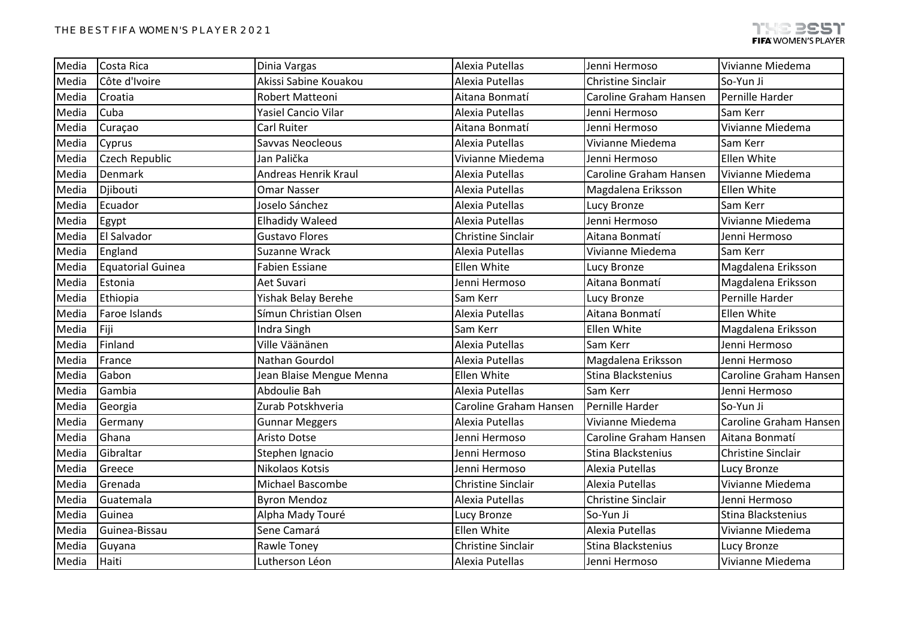| Media | Costa Rica | Dinia Vargas | Alexia Putellas | Jenni Hermoso | Vivianne Miedema |
|---|---|---|---|---|---|
| Media | Côte d'Ivoire | Akissi Sabine Kouakou | Alexia Putellas | Christine Sinclair | So-Yun Ji |
| Media | Croatia | Robert Matteoni | Aitana Bonmatí | Caroline Graham Hansen | Pernille Harder |
| Media | Cuba | Yasiel Cancio Vilar | Alexia Putellas | Jenni Hermoso | Sam Kerr |
| Media | Curaçao | Carl Ruiter | Aitana Bonmatí | Jenni Hermoso | Vivianne Miedema |
| Media | Cyprus | Savvas Neocleous | Alexia Putellas | Vivianne Miedema | Sam Kerr |
| Media | Czech Republic | Jan Palička | Vivianne Miedema | Jenni Hermoso | Ellen White |
| Media | Denmark | Andreas Henrik Kraul | Alexia Putellas | Caroline Graham Hansen | Vivianne Miedema |
| Media | Djibouti | Omar Nasser | Alexia Putellas | Magdalena Eriksson | Ellen White |
| Media | Ecuador | Joselo Sánchez | Alexia Putellas | Lucy Bronze | Sam Kerr |
| Media | Egypt | Elhadidy Waleed | Alexia Putellas | Jenni Hermoso | Vivianne Miedema |
| Media | El Salvador | Gustavo Flores | Christine Sinclair | Aitana Bonmatí | Jenni Hermoso |
| Media | England | Suzanne Wrack | Alexia Putellas | Vivianne Miedema | Sam Kerr |
| Media | Equatorial Guinea | Fabien Essiane | Ellen White | Lucy Bronze | Magdalena Eriksson |
| Media | Estonia | Aet Suvari | Jenni Hermoso | Aitana Bonmatí | Magdalena Eriksson |
| Media | Ethiopia | Yishak Belay Berehe | Sam Kerr | Lucy Bronze | Pernille Harder |
| Media | Faroe Islands | Símun Christian Olsen | Alexia Putellas | Aitana Bonmatí | Ellen White |
| Media | Fiji | Indra Singh | Sam Kerr | Ellen White | Magdalena Eriksson |
| Media | Finland | Ville Väänänen | Alexia Putellas | Sam Kerr | Jenni Hermoso |
| Media | France | Nathan Gourdol | Alexia Putellas | Magdalena Eriksson | Jenni Hermoso |
| Media | Gabon | Jean Blaise Mengue Menna | Ellen White | Stina Blackstenius | Caroline Graham Hansen |
| Media | Gambia | Abdoulie Bah | Alexia Putellas | Sam Kerr | Jenni Hermoso |
| Media | Georgia | Zurab Potskhveria | Caroline Graham Hansen | Pernille Harder | So-Yun Ji |
| Media | Germany | Gunnar Meggers | Alexia Putellas | Vivianne Miedema | Caroline Graham Hansen |
| Media | Ghana | Aristo Dotse | Jenni Hermoso | Caroline Graham Hansen | Aitana Bonmatí |
| Media | Gibraltar | Stephen Ignacio | Jenni Hermoso | Stina Blackstenius | Christine Sinclair |
| Media | Greece | Nikolaos Kotsis | Jenni Hermoso | Alexia Putellas | Lucy Bronze |
| Media | Grenada | Michael Bascombe | Christine Sinclair | Alexia Putellas | Vivianne Miedema |
| Media | Guatemala | Byron Mendoz | Alexia Putellas | Christine Sinclair | Jenni Hermoso |
| Media | Guinea | Alpha Mady Touré | Lucy Bronze | So-Yun Ji | Stina Blackstenius |
| Media | Guinea-Bissau | Sene Camará | Ellen White | Alexia Putellas | Vivianne Miedema |
| Media | Guyana | Rawle Toney | Christine Sinclair | Stina Blackstenius | Lucy Bronze |
| Media | Haiti | Lutherson Léon | Alexia Putellas | Jenni Hermoso | Vivianne Miedema |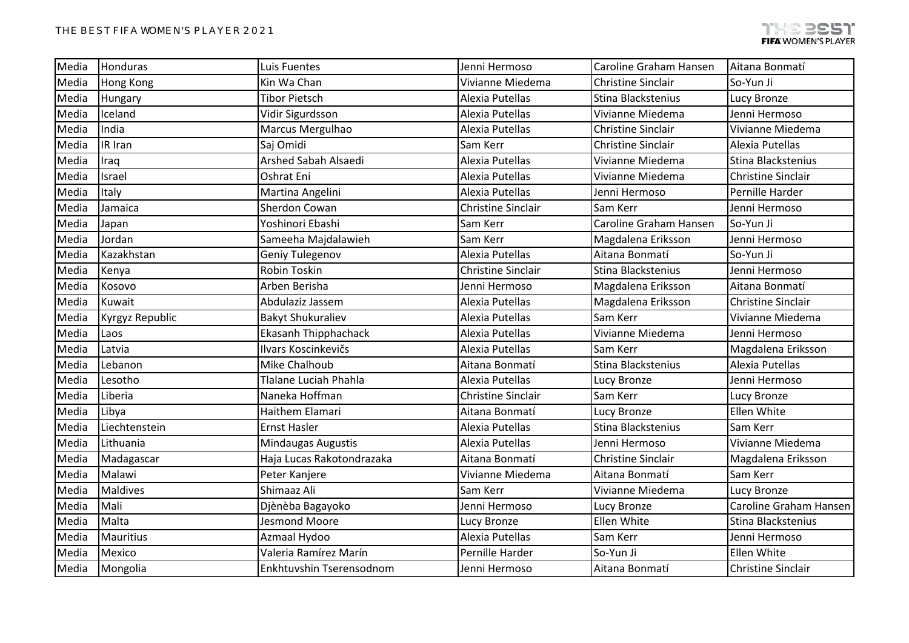| Media | Honduras | Luis Fuentes | Jenni Hermoso | Caroline Graham Hansen | Aitana Bonmatí |
|---|---|---|---|---|---|
| Media | Hong Kong | Kin Wa Chan | Vivianne Miedema | Christine Sinclair | So-Yun Ji |
| Media | Hungary | Tibor Pietsch | Alexia Putellas | Stina Blackstenius | Lucy Bronze |
| Media | Iceland | Vidir Sigurdsson | Alexia Putellas | Vivianne Miedema | Jenni Hermoso |
| Media | India | Marcus Mergulhao | Alexia Putellas | Christine Sinclair | Vivianne Miedema |
| Media | IR Iran | Saj Omidi | Sam Kerr | Christine Sinclair | Alexia Putellas |
| Media | Iraq | Arshed Sabah Alsaedi | Alexia Putellas | Vivianne Miedema | Stina Blackstenius |
| Media | Israel | Oshrat Eni | Alexia Putellas | Vivianne Miedema | Christine Sinclair |
| Media | Italy | Martina Angelini | Alexia Putellas | Jenni Hermoso | Pernille Harder |
| Media | Jamaica | Sherdon Cowan | Christine Sinclair | Sam Kerr | Jenni Hermoso |
| Media | Japan | Yoshinori Ebashi | Sam Kerr | Caroline Graham Hansen | So-Yun Ji |
| Media | Jordan | Sameeha Majdalawieh | Sam Kerr | Magdalena Eriksson | Jenni Hermoso |
| Media | Kazakhstan | Geniy Tulegenov | Alexia Putellas | Aitana Bonmatí | So-Yun Ji |
| Media | Kenya | Robin Toskin | Christine Sinclair | Stina Blackstenius | Jenni Hermoso |
| Media | Kosovo | Arben Berisha | Jenni Hermoso | Magdalena Eriksson | Aitana Bonmatí |
| Media | Kuwait | Abdulaziz Jassem | Alexia Putellas | Magdalena Eriksson | Christine Sinclair |
| Media | Kyrgyz Republic | Bakyt Shukuraliev | Alexia Putellas | Sam Kerr | Vivianne Miedema |
| Media | Laos | Ekasanh Thipphachack | Alexia Putellas | Vivianne Miedema | Jenni Hermoso |
| Media | Latvia | Ilvars Koscinkevičs | Alexia Putellas | Sam Kerr | Magdalena Eriksson |
| Media | Lebanon | Mike Chalhoub | Aitana Bonmatí | Stina Blackstenius | Alexia Putellas |
| Media | Lesotho | Tlalane Luciah Phahla | Alexia Putellas | Lucy Bronze | Jenni Hermoso |
| Media | Liberia | Naneka Hoffman | Christine Sinclair | Sam Kerr | Lucy Bronze |
| Media | Libya | Haithem Elamari | Aitana Bonmatí | Lucy Bronze | Ellen White |
| Media | Liechtenstein | Ernst Hasler | Alexia Putellas | Stina Blackstenius | Sam Kerr |
| Media | Lithuania | Mindaugas Augustis | Alexia Putellas | Jenni Hermoso | Vivianne Miedema |
| Media | Madagascar | Haja Lucas Rakotondrazaka | Aitana Bonmatí | Christine Sinclair | Magdalena Eriksson |
| Media | Malawi | Peter Kanjere | Vivianne Miedema | Aitana Bonmatí | Sam Kerr |
| Media | Maldives | Shimaaz Ali | Sam Kerr | Vivianne Miedema | Lucy Bronze |
| Media | Mali | Djènèba Bagayoko | Jenni Hermoso | Lucy Bronze | Caroline Graham Hansen |
| Media | Malta | Jesmond Moore | Lucy Bronze | Ellen White | Stina Blackstenius |
| Media | Mauritius | Azmaal Hydoo | Alexia Putellas | Sam Kerr | Jenni Hermoso |
| Media | Mexico | Valeria Ramírez Marín | Pernille Harder | So-Yun Ji | Ellen White |
| Media | Mongolia | Enkhtuvshin Tserensodnom | Jenni Hermoso | Aitana Bonmatí | Christine Sinclair |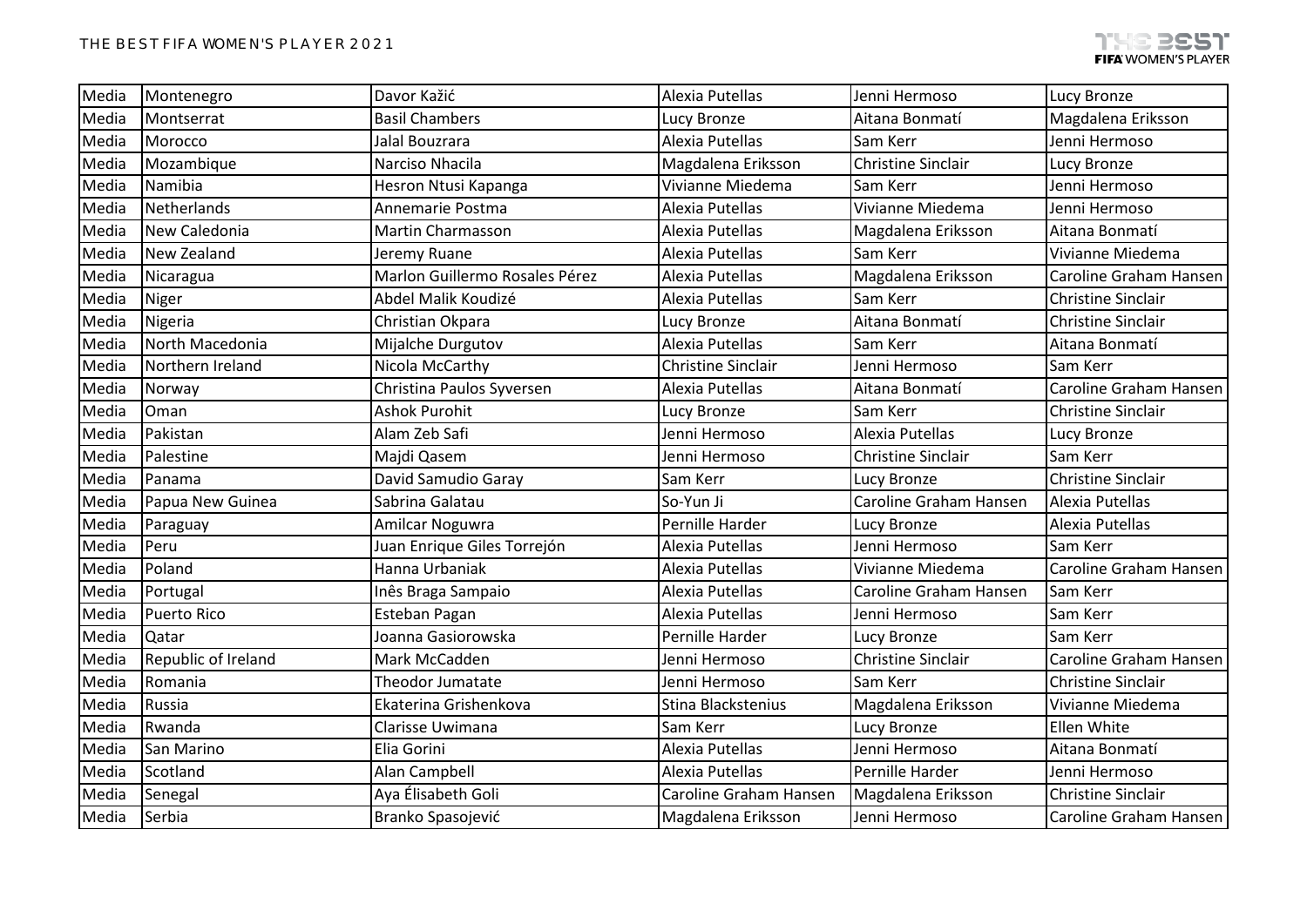| Media | Montenegro | Davor Kažić | Alexia Putellas | Jenni Hermoso | Lucy Bronze |
|---|---|---|---|---|---|
| Media | Montserrat | Basil Chambers | Lucy Bronze | Aitana Bonmatí | Magdalena Eriksson |
| Media | Morocco | Jalal Bouzrara | Alexia Putellas | Sam Kerr | Jenni Hermoso |
| Media | Mozambique | Narciso Nhacila | Magdalena Eriksson | Christine Sinclair | Lucy Bronze |
| Media | Namibia | Hesron Ntusi Kapanga | Vivianne Miedema | Sam Kerr | Jenni Hermoso |
| Media | Netherlands | Annemarie Postma | Alexia Putellas | Vivianne Miedema | Jenni Hermoso |
| Media | New Caledonia | Martin Charmasson | Alexia Putellas | Magdalena Eriksson | Aitana Bonmatí |
| Media | New Zealand | Jeremy Ruane | Alexia Putellas | Sam Kerr | Vivianne Miedema |
| Media | Nicaragua | Marlon Guillermo Rosales Pérez | Alexia Putellas | Magdalena Eriksson | Caroline Graham Hansen |
| Media | Niger | Abdel Malik Koudizé | Alexia Putellas | Sam Kerr | Christine Sinclair |
| Media | Nigeria | Christian Okpara | Lucy Bronze | Aitana Bonmatí | Christine Sinclair |
| Media | North Macedonia | Mijalche Durgutov | Alexia Putellas | Sam Kerr | Aitana Bonmatí |
| Media | Northern Ireland | Nicola McCarthy | Christine Sinclair | Jenni Hermoso | Sam Kerr |
| Media | Norway | Christina Paulos Syversen | Alexia Putellas | Aitana Bonmatí | Caroline Graham Hansen |
| Media | Oman | Ashok Purohit | Lucy Bronze | Sam Kerr | Christine Sinclair |
| Media | Pakistan | Alam Zeb Safi | Jenni Hermoso | Alexia Putellas | Lucy Bronze |
| Media | Palestine | Majdi Qasem | Jenni Hermoso | Christine Sinclair | Sam Kerr |
| Media | Panama | David Samudio Garay | Sam Kerr | Lucy Bronze | Christine Sinclair |
| Media | Papua New Guinea | Sabrina Galatau | So-Yun Ji | Caroline Graham Hansen | Alexia Putellas |
| Media | Paraguay | Amilcar Noguwra | Pernille Harder | Lucy Bronze | Alexia Putellas |
| Media | Peru | Juan Enrique Giles Torrejón | Alexia Putellas | Jenni Hermoso | Sam Kerr |
| Media | Poland | Hanna Urbaniak | Alexia Putellas | Vivianne Miedema | Caroline Graham Hansen |
| Media | Portugal | Inês Braga Sampaio | Alexia Putellas | Caroline Graham Hansen | Sam Kerr |
| Media | Puerto Rico | Esteban Pagan | Alexia Putellas | Jenni Hermoso | Sam Kerr |
| Media | Qatar | Joanna Gasiorowska | Pernille Harder | Lucy Bronze | Sam Kerr |
| Media | Republic of Ireland | Mark McCadden | Jenni Hermoso | Christine Sinclair | Caroline Graham Hansen |
| Media | Romania | Theodor Jumatate | Jenni Hermoso | Sam Kerr | Christine Sinclair |
| Media | Russia | Ekaterina Grishenkova | Stina Blackstenius | Magdalena Eriksson | Vivianne Miedema |
| Media | Rwanda | Clarisse Uwimana | Sam Kerr | Lucy Bronze | Ellen White |
| Media | San Marino | Elia Gorini | Alexia Putellas | Jenni Hermoso | Aitana Bonmatí |
| Media | Scotland | Alan Campbell | Alexia Putellas | Pernille Harder | Jenni Hermoso |
| Media | Senegal | Aya Élisabeth Goli | Caroline Graham Hansen | Magdalena Eriksson | Christine Sinclair |
| Media | Serbia | Branko Spasojević | Magdalena Eriksson | Jenni Hermoso | Caroline Graham Hansen |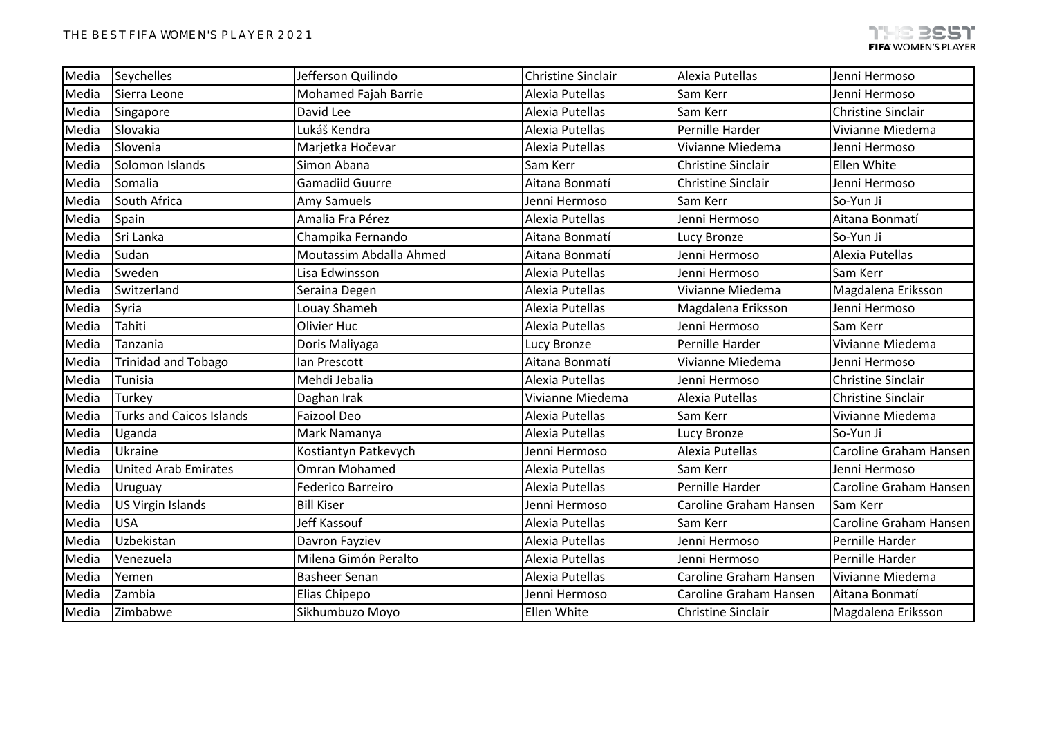| | | | | | |
|---|---|---|---|---|---|
| Media | Seychelles | Jefferson Quilindo | Christine Sinclair | Alexia Putellas | Jenni Hermoso |
| Media | Sierra Leone | Mohamed Fajah Barrie | Alexia Putellas | Sam Kerr | Jenni Hermoso |
| Media | Singapore | David Lee | Alexia Putellas | Sam Kerr | Christine Sinclair |
| Media | Slovakia | Lukáš Kendra | Alexia Putellas | Pernille Harder | Vivianne Miedema |
| Media | Slovenia | Marjetka Hočevar | Alexia Putellas | Vivianne Miedema | Jenni Hermoso |
| Media | Solomon Islands | Simon Abana | Sam Kerr | Christine Sinclair | Ellen White |
| Media | Somalia | Gamadiid Guurre | Aitana Bonmatí | Christine Sinclair | Jenni Hermoso |
| Media | South Africa | Amy Samuels | Jenni Hermoso | Sam Kerr | So-Yun Ji |
| Media | Spain | Amalia Fra Pérez | Alexia Putellas | Jenni Hermoso | Aitana Bonmatí |
| Media | Sri Lanka | Champika Fernando | Aitana Bonmatí | Lucy Bronze | So-Yun Ji |
| Media | Sudan | Moutassim Abdalla Ahmed | Aitana Bonmatí | Jenni Hermoso | Alexia Putellas |
| Media | Sweden | Lisa Edwinsson | Alexia Putellas | Jenni Hermoso | Sam Kerr |
| Media | Switzerland | Seraina Degen | Alexia Putellas | Vivianne Miedema | Magdalena Eriksson |
| Media | Syria | Louay Shameh | Alexia Putellas | Magdalena Eriksson | Jenni Hermoso |
| Media | Tahiti | Olivier Huc | Alexia Putellas | Jenni Hermoso | Sam Kerr |
| Media | Tanzania | Doris Maliyaga | Lucy Bronze | Pernille Harder | Vivianne Miedema |
| Media | Trinidad and Tobago | Ian Prescott | Aitana Bonmatí | Vivianne Miedema | Jenni Hermoso |
| Media | Tunisia | Mehdi Jebalia | Alexia Putellas | Jenni Hermoso | Christine Sinclair |
| Media | Turkey | Daghan Irak | Vivianne Miedema | Alexia Putellas | Christine Sinclair |
| Media | Turks and Caicos Islands | Faizool Deo | Alexia Putellas | Sam Kerr | Vivianne Miedema |
| Media | Uganda | Mark Namanya | Alexia Putellas | Lucy Bronze | So-Yun Ji |
| Media | Ukraine | Kostiantyn Patkevych | Jenni Hermoso | Alexia Putellas | Caroline Graham Hansen |
| Media | United Arab Emirates | Omran Mohamed | Alexia Putellas | Sam Kerr | Jenni Hermoso |
| Media | Uruguay | Federico Barreiro | Alexia Putellas | Pernille Harder | Caroline Graham Hansen |
| Media | US Virgin Islands | Bill Kiser | Jenni Hermoso | Caroline Graham Hansen | Sam Kerr |
| Media | USA | Jeff Kassouf | Alexia Putellas | Sam Kerr | Caroline Graham Hansen |
| Media | Uzbekistan | Davron Fayziev | Alexia Putellas | Jenni Hermoso | Pernille Harder |
| Media | Venezuela | Milena Gimón Peralto | Alexia Putellas | Jenni Hermoso | Pernille Harder |
| Media | Yemen | Basheer Senan | Alexia Putellas | Caroline Graham Hansen | Vivianne Miedema |
| Media | Zambia | Elias Chipepo | Jenni Hermoso | Caroline Graham Hansen | Aitana Bonmatí |
| Media | Zimbabwe | Sikhumbuzo Moyo | Ellen White | Christine Sinclair | Magdalena Eriksson |